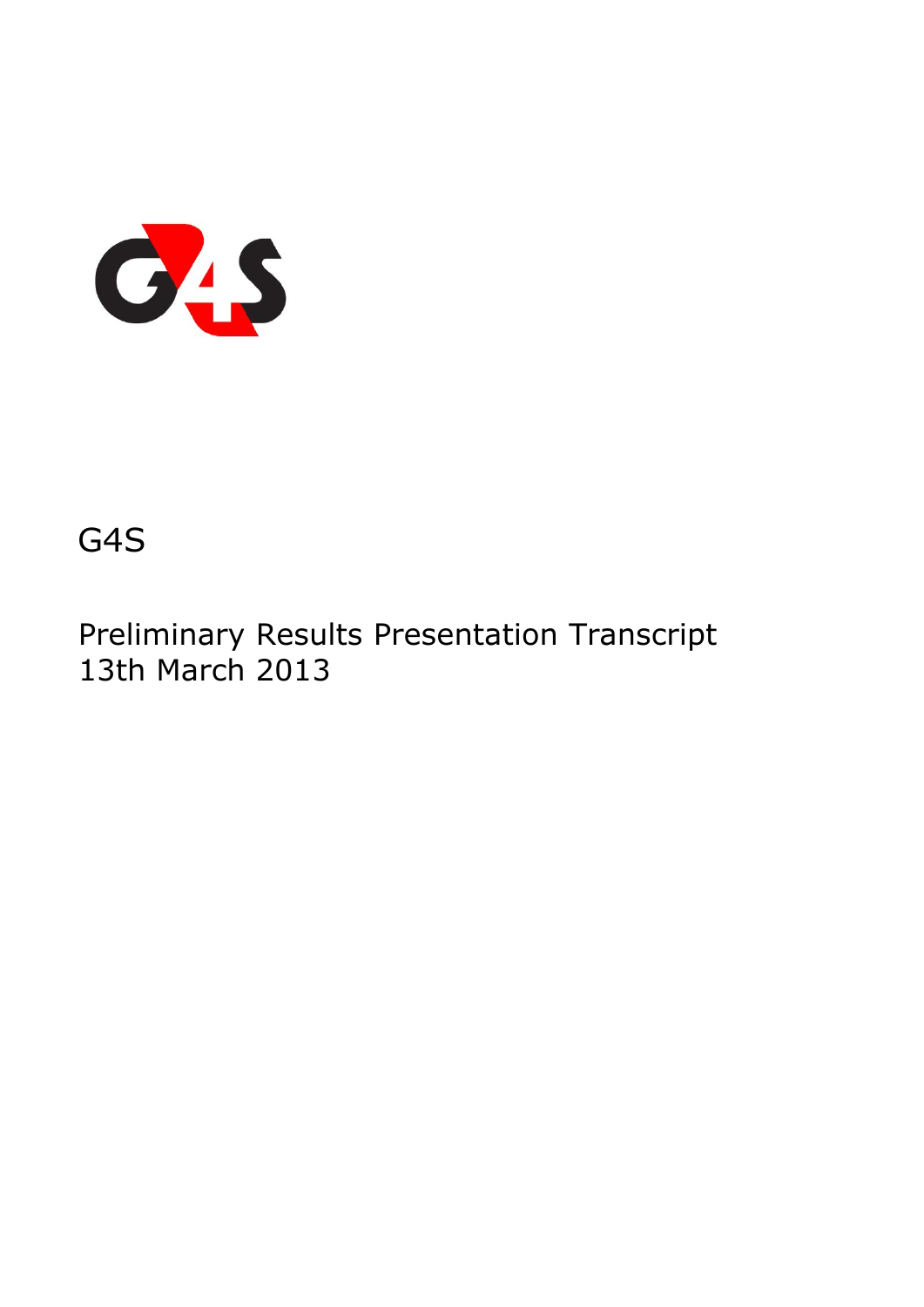G4S

Preliminary Results Presentation Transcript
13th March 2013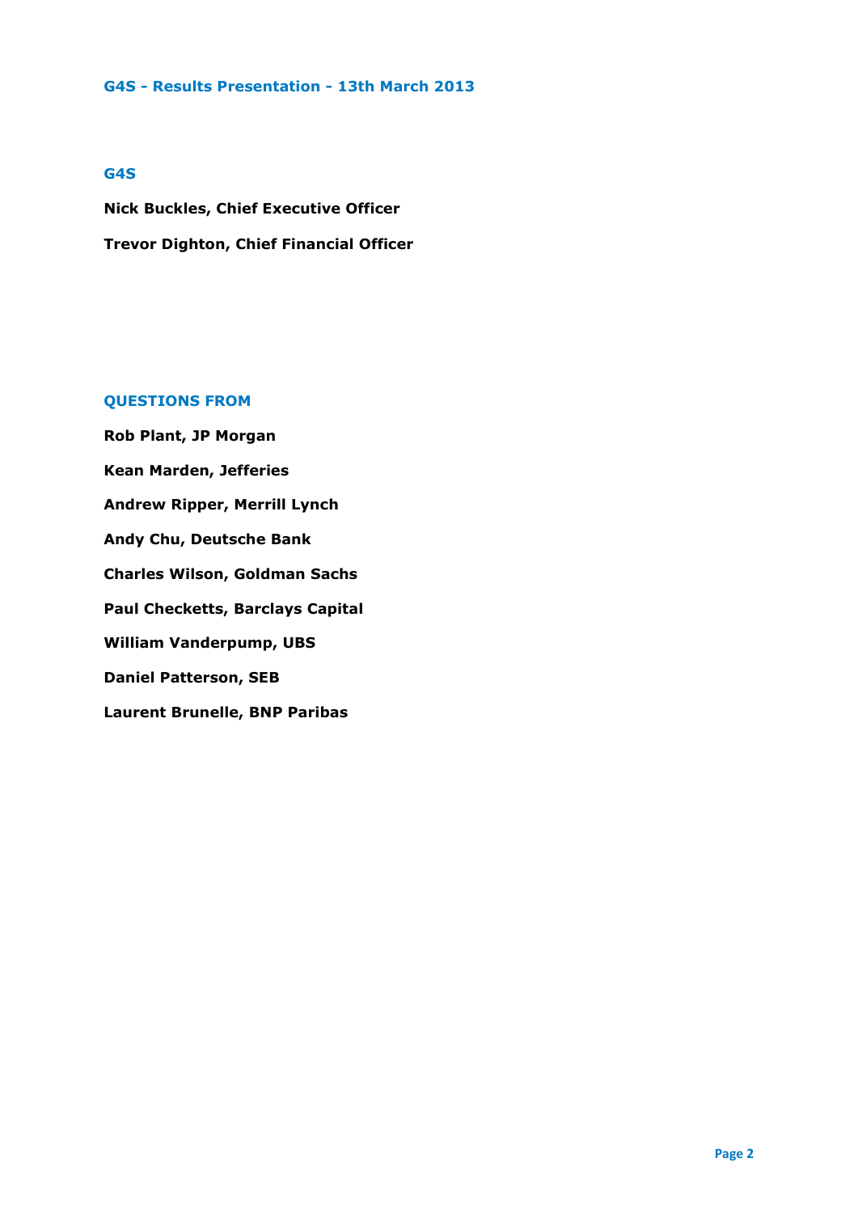## G4S - Results Presentation - 13th March 2013

### G4S

**Nick Buckles, Chief Executive Officer**

**Trevor Dighton, Chief Financial Officer**

### QUESTIONS FROM

**Rob Plant, JP Morgan**

**Kean Marden, Jefferies**

**Andrew Ripper, Merrill Lynch**

**Andy Chu, Deutsche Bank**

**Charles Wilson, Goldman Sachs**

**Paul Checketts, Barclays Capital**

**William Vanderpump, UBS**

**Daniel Patterson, SEB**

**Laurent Brunelle, BNP Paribas**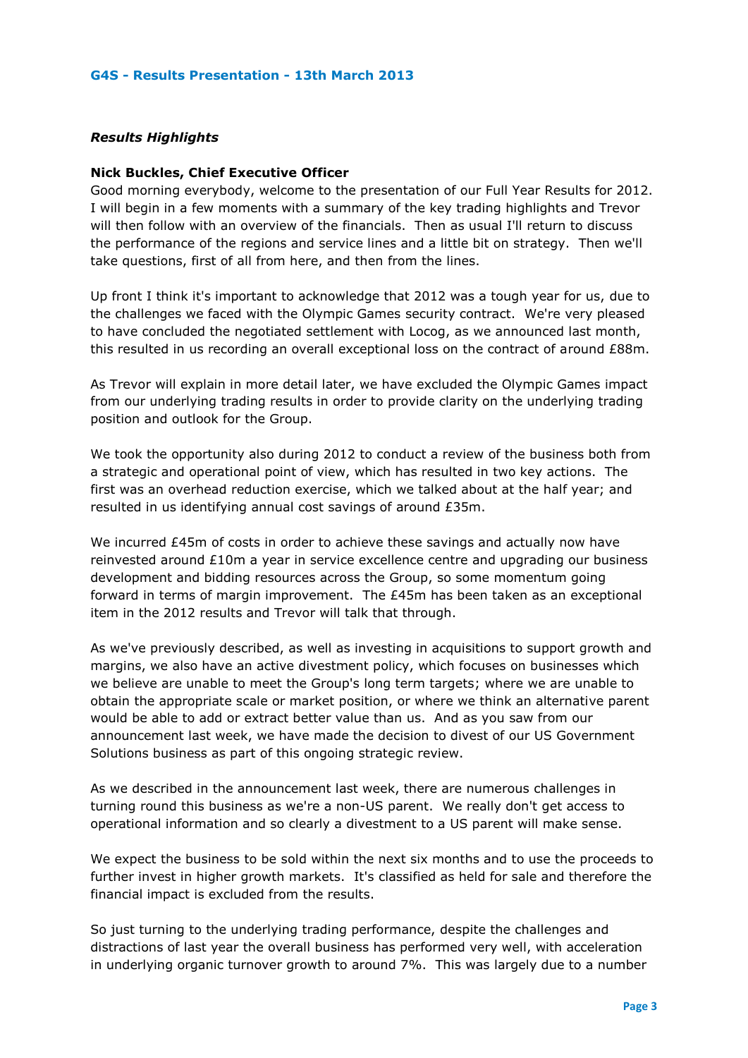**G4S - Results Presentation - 13th March 2013**

## *Results Highlights*

**Nick Buckles, Chief Executive Officer**

Good morning everybody, welcome to the presentation of our Full Year Results for 2012. I will begin in a few moments with a summary of the key trading highlights and Trevor will then follow with an overview of the financials. Then as usual I'll return to discuss the performance of the regions and service lines and a little bit on strategy. Then we'll take questions, first of all from here, and then from the lines.

Up front I think it's important to acknowledge that 2012 was a tough year for us, due to the challenges we faced with the Olympic Games security contract. We're very pleased to have concluded the negotiated settlement with Locog, as we announced last month, this resulted in us recording an overall exceptional loss on the contract of around £88m.

As Trevor will explain in more detail later, we have excluded the Olympic Games impact from our underlying trading results in order to provide clarity on the underlying trading position and outlook for the Group.

We took the opportunity also during 2012 to conduct a review of the business both from a strategic and operational point of view, which has resulted in two key actions. The first was an overhead reduction exercise, which we talked about at the half year; and resulted in us identifying annual cost savings of around £35m.

We incurred £45m of costs in order to achieve these savings and actually now have reinvested around £10m a year in service excellence centre and upgrading our business development and bidding resources across the Group, so some momentum going forward in terms of margin improvement. The £45m has been taken as an exceptional item in the 2012 results and Trevor will talk that through.

As we've previously described, as well as investing in acquisitions to support growth and margins, we also have an active divestment policy, which focuses on businesses which we believe are unable to meet the Group's long term targets; where we are unable to obtain the appropriate scale or market position, or where we think an alternative parent would be able to add or extract better value than us. And as you saw from our announcement last week, we have made the decision to divest of our US Government Solutions business as part of this ongoing strategic review.

As we described in the announcement last week, there are numerous challenges in turning round this business as we're a non-US parent. We really don't get access to operational information and so clearly a divestment to a US parent will make sense.

We expect the business to be sold within the next six months and to use the proceeds to further invest in higher growth markets. It's classified as held for sale and therefore the financial impact is excluded from the results.

So just turning to the underlying trading performance, despite the challenges and distractions of last year the overall business has performed very well, with acceleration in underlying organic turnover growth to around 7%. This was largely due to a number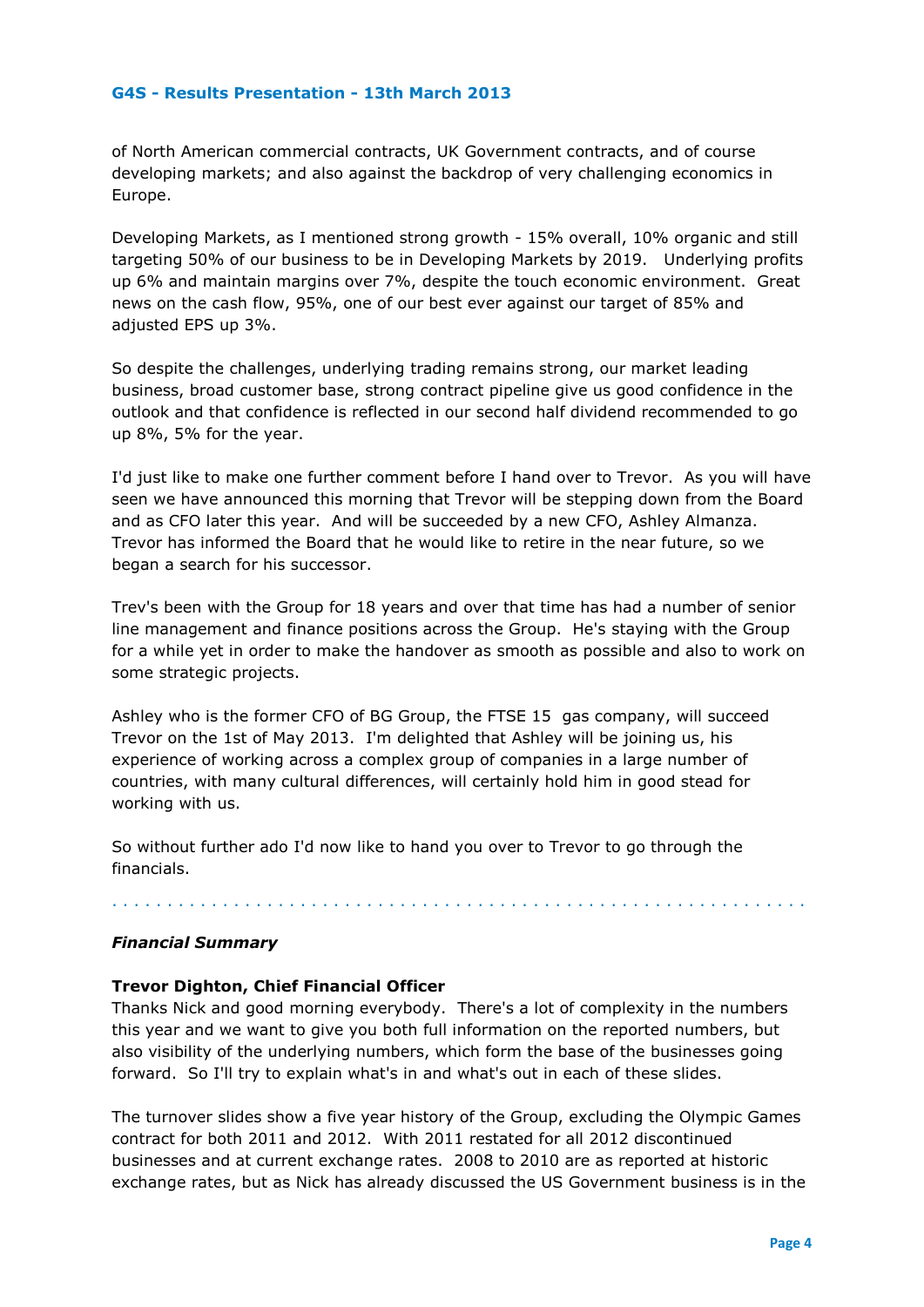of North American commercial contracts, UK Government contracts, and of course developing markets; and also against the backdrop of very challenging economics in Europe.

Developing Markets, as I mentioned strong growth - 15% overall, 10% organic and still targeting 50% of our business to be in Developing Markets by 2019. Underlying profits up 6% and maintain margins over 7%, despite the touch economic environment. Great news on the cash flow, 95%, one of our best ever against our target of 85% and adjusted EPS up 3%.

So despite the challenges, underlying trading remains strong, our market leading business, broad customer base, strong contract pipeline give us good confidence in the outlook and that confidence is reflected in our second half dividend recommended to go up 8%, 5% for the year.

I'd just like to make one further comment before I hand over to Trevor. As you will have seen we have announced this morning that Trevor will be stepping down from the Board and as CFO later this year. And will be succeeded by a new CFO, Ashley Almanza. Trevor has informed the Board that he would like to retire in the near future, so we began a search for his successor.

Trev's been with the Group for 18 years and over that time has had a number of senior line management and finance positions across the Group. He's staying with the Group for a while yet in order to make the handover as smooth as possible and also to work on some strategic projects.

Ashley who is the former CFO of BG Group, the FTSE 15 gas company, will succeed Trevor on the 1st of May 2013. I'm delighted that Ashley will be joining us, his experience of working across a complex group of companies in a large number of countries, with many cultural differences, will certainly hold him in good stead for working with us.

So without further ado I'd now like to hand you over to Trevor to go through the financials.

---

### *Financial Summary*

**Trevor Dighton, Chief Financial Officer**

Thanks Nick and good morning everybody. There's a lot of complexity in the numbers this year and we want to give you both full information on the reported numbers, but also visibility of the underlying numbers, which form the base of the businesses going forward. So I'll try to explain what's in and what's out in each of these slides.

The turnover slides show a five year history of the Group, excluding the Olympic Games contract for both 2011 and 2012. With 2011 restated for all 2012 discontinued businesses and at current exchange rates. 2008 to 2010 are as reported at historic exchange rates, but as Nick has already discussed the US Government business is in the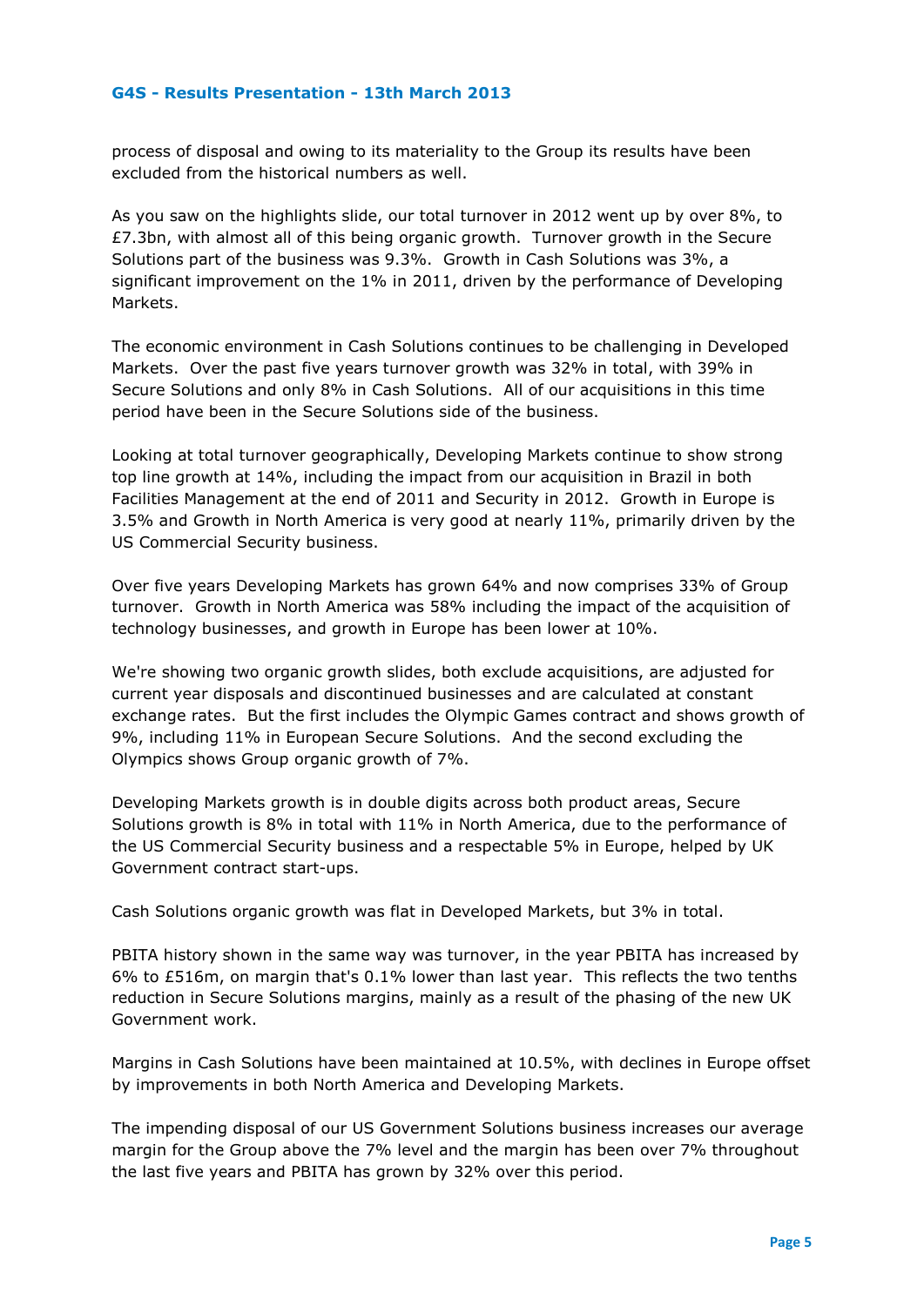process of disposal and owing to its materiality to the Group its results have been excluded from the historical numbers as well.

As you saw on the highlights slide, our total turnover in 2012 went up by over 8%, to £7.3bn, with almost all of this being organic growth. Turnover growth in the Secure Solutions part of the business was 9.3%. Growth in Cash Solutions was 3%, a significant improvement on the 1% in 2011, driven by the performance of Developing Markets.

The economic environment in Cash Solutions continues to be challenging in Developed Markets. Over the past five years turnover growth was 32% in total, with 39% in Secure Solutions and only 8% in Cash Solutions. All of our acquisitions in this time period have been in the Secure Solutions side of the business.

Looking at total turnover geographically, Developing Markets continue to show strong top line growth at 14%, including the impact from our acquisition in Brazil in both Facilities Management at the end of 2011 and Security in 2012. Growth in Europe is 3.5% and Growth in North America is very good at nearly 11%, primarily driven by the US Commercial Security business.

Over five years Developing Markets has grown 64% and now comprises 33% of Group turnover. Growth in North America was 58% including the impact of the acquisition of technology businesses, and growth in Europe has been lower at 10%.

We're showing two organic growth slides, both exclude acquisitions, are adjusted for current year disposals and discontinued businesses and are calculated at constant exchange rates. But the first includes the Olympic Games contract and shows growth of 9%, including 11% in European Secure Solutions. And the second excluding the Olympics shows Group organic growth of 7%.

Developing Markets growth is in double digits across both product areas, Secure Solutions growth is 8% in total with 11% in North America, due to the performance of the US Commercial Security business and a respectable 5% in Europe, helped by UK Government contract start-ups.

Cash Solutions organic growth was flat in Developed Markets, but 3% in total.

PBITA history shown in the same way was turnover, in the year PBITA has increased by 6% to £516m, on margin that's 0.1% lower than last year. This reflects the two tenths reduction in Secure Solutions margins, mainly as a result of the phasing of the new UK Government work.

Margins in Cash Solutions have been maintained at 10.5%, with declines in Europe offset by improvements in both North America and Developing Markets.

The impending disposal of our US Government Solutions business increases our average margin for the Group above the 7% level and the margin has been over 7% throughout the last five years and PBITA has grown by 32% over this period.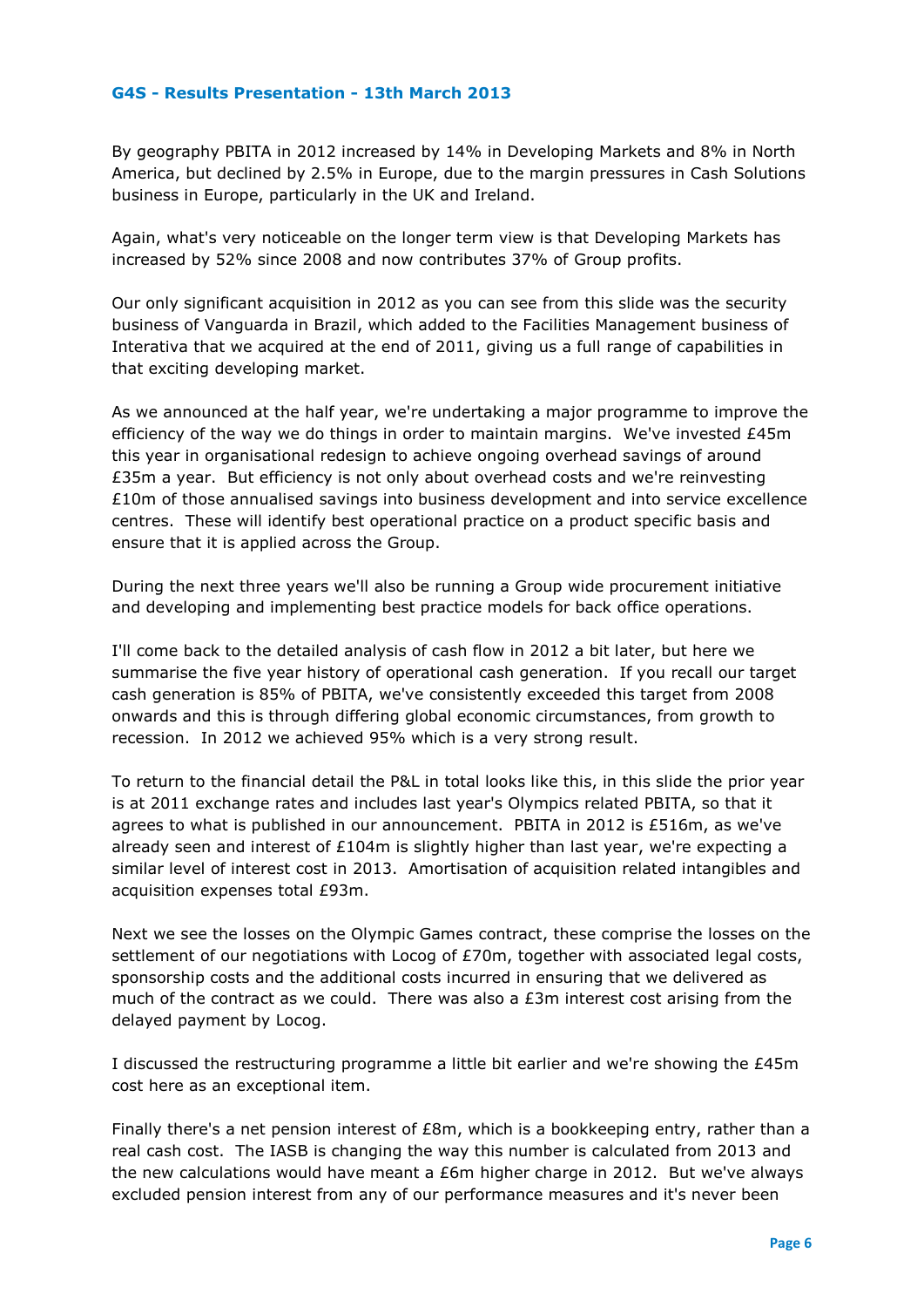By geography PBITA in 2012 increased by 14% in Developing Markets and 8% in North America, but declined by 2.5% in Europe, due to the margin pressures in Cash Solutions business in Europe, particularly in the UK and Ireland.

Again, what's very noticeable on the longer term view is that Developing Markets has increased by 52% since 2008 and now contributes 37% of Group profits.

Our only significant acquisition in 2012 as you can see from this slide was the security business of Vanguarda in Brazil, which added to the Facilities Management business of Interativa that we acquired at the end of 2011, giving us a full range of capabilities in that exciting developing market.

As we announced at the half year, we're undertaking a major programme to improve the efficiency of the way we do things in order to maintain margins. We've invested £45m this year in organisational redesign to achieve ongoing overhead savings of around £35m a year. But efficiency is not only about overhead costs and we're reinvesting £10m of those annualised savings into business development and into service excellence centres. These will identify best operational practice on a product specific basis and ensure that it is applied across the Group.

During the next three years we'll also be running a Group wide procurement initiative and developing and implementing best practice models for back office operations.

I'll come back to the detailed analysis of cash flow in 2012 a bit later, but here we summarise the five year history of operational cash generation. If you recall our target cash generation is 85% of PBITA, we've consistently exceeded this target from 2008 onwards and this is through differing global economic circumstances, from growth to recession. In 2012 we achieved 95% which is a very strong result.

To return to the financial detail the P&L in total looks like this, in this slide the prior year is at 2011 exchange rates and includes last year's Olympics related PBITA, so that it agrees to what is published in our announcement. PBITA in 2012 is £516m, as we've already seen and interest of £104m is slightly higher than last year, we're expecting a similar level of interest cost in 2013. Amortisation of acquisition related intangibles and acquisition expenses total £93m.

Next we see the losses on the Olympic Games contract, these comprise the losses on the settlement of our negotiations with Locog of £70m, together with associated legal costs, sponsorship costs and the additional costs incurred in ensuring that we delivered as much of the contract as we could. There was also a £3m interest cost arising from the delayed payment by Locog.

I discussed the restructuring programme a little bit earlier and we're showing the £45m cost here as an exceptional item.

Finally there's a net pension interest of £8m, which is a bookkeeping entry, rather than a real cash cost. The IASB is changing the way this number is calculated from 2013 and the new calculations would have meant a £6m higher charge in 2012. But we've always excluded pension interest from any of our performance measures and it's never been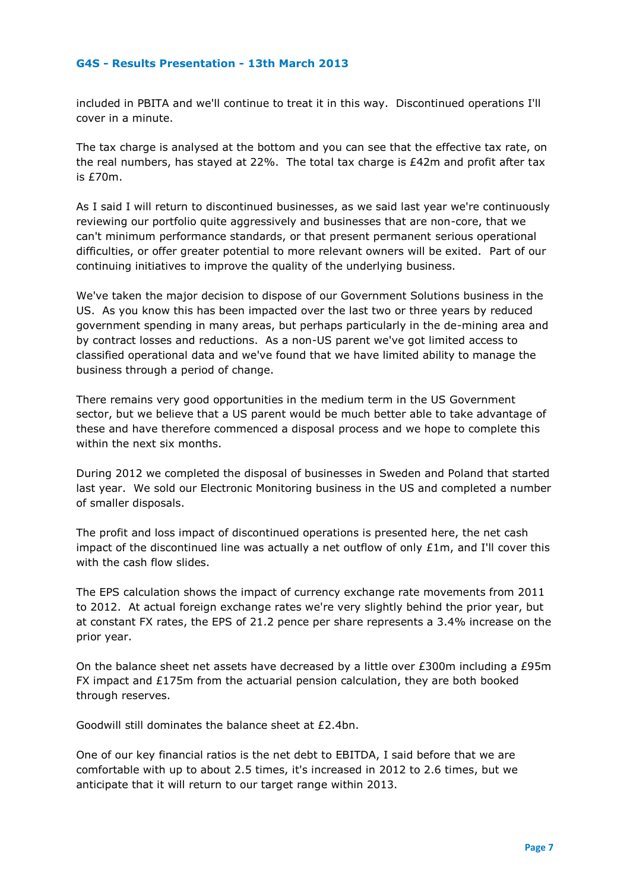included in PBITA and we'll continue to treat it in this way. Discontinued operations I'll cover in a minute.

The tax charge is analysed at the bottom and you can see that the effective tax rate, on the real numbers, has stayed at 22%. The total tax charge is £42m and profit after tax is £70m.

As I said I will return to discontinued businesses, as we said last year we're continuously reviewing our portfolio quite aggressively and businesses that are non-core, that we can't minimum performance standards, or that present permanent serious operational difficulties, or offer greater potential to more relevant owners will be exited. Part of our continuing initiatives to improve the quality of the underlying business.

We've taken the major decision to dispose of our Government Solutions business in the US. As you know this has been impacted over the last two or three years by reduced government spending in many areas, but perhaps particularly in the de-mining area and by contract losses and reductions. As a non-US parent we've got limited access to classified operational data and we've found that we have limited ability to manage the business through a period of change.

There remains very good opportunities in the medium term in the US Government sector, but we believe that a US parent would be much better able to take advantage of these and have therefore commenced a disposal process and we hope to complete this within the next six months.

During 2012 we completed the disposal of businesses in Sweden and Poland that started last year. We sold our Electronic Monitoring business in the US and completed a number of smaller disposals.

The profit and loss impact of discontinued operations is presented here, the net cash impact of the discontinued line was actually a net outflow of only £1m, and I'll cover this with the cash flow slides.

The EPS calculation shows the impact of currency exchange rate movements from 2011 to 2012. At actual foreign exchange rates we're very slightly behind the prior year, but at constant FX rates, the EPS of 21.2 pence per share represents a 3.4% increase on the prior year.

On the balance sheet net assets have decreased by a little over £300m including a £95m FX impact and £175m from the actuarial pension calculation, they are both booked through reserves.

Goodwill still dominates the balance sheet at £2.4bn.

One of our key financial ratios is the net debt to EBITDA, I said before that we are comfortable with up to about 2.5 times, it's increased in 2012 to 2.6 times, but we anticipate that it will return to our target range within 2013.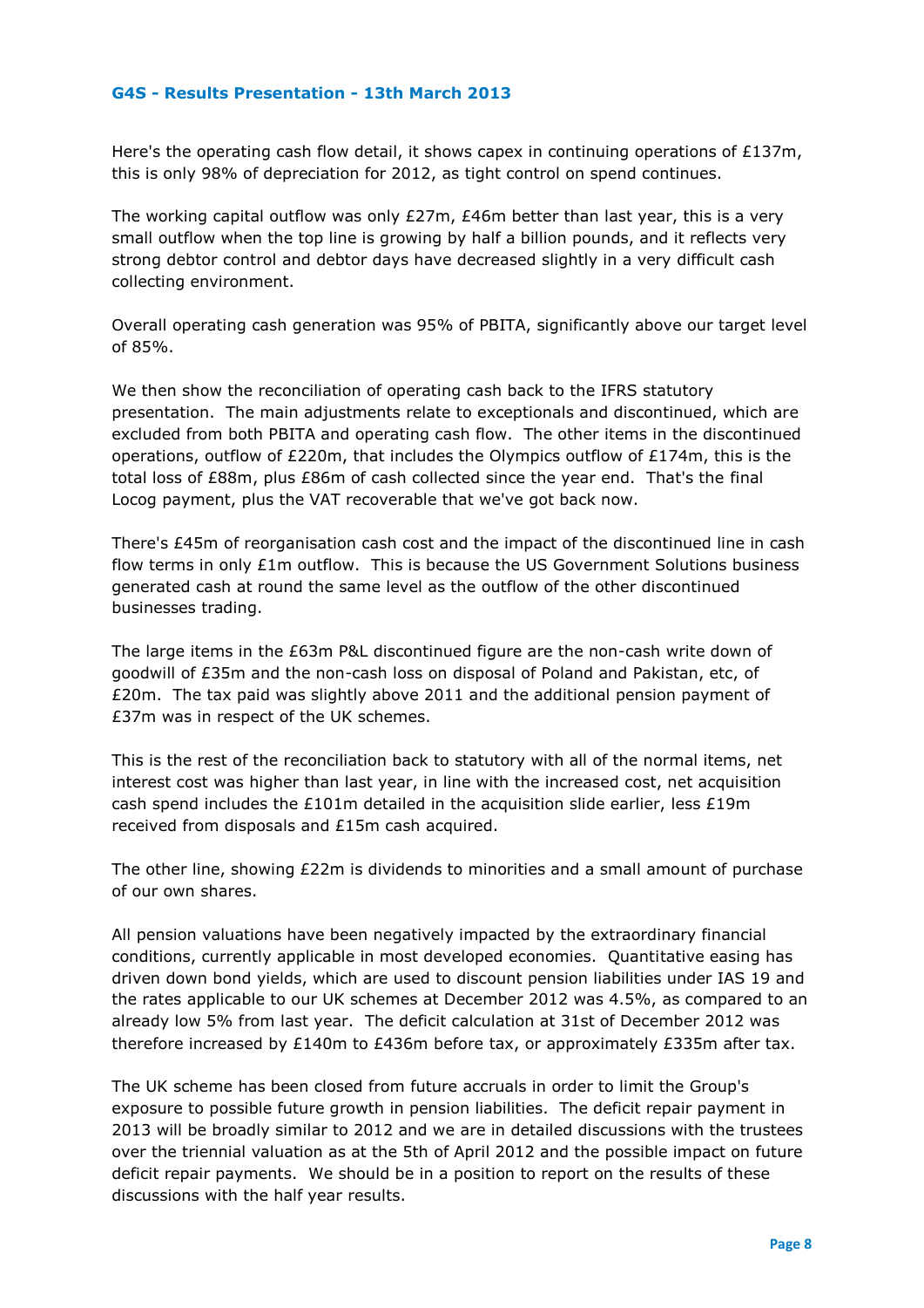Here's the operating cash flow detail, it shows capex in continuing operations of £137m, this is only 98% of depreciation for 2012, as tight control on spend continues.

The working capital outflow was only £27m, £46m better than last year, this is a very small outflow when the top line is growing by half a billion pounds, and it reflects very strong debtor control and debtor days have decreased slightly in a very difficult cash collecting environment.

Overall operating cash generation was 95% of PBITA, significantly above our target level of 85%.

We then show the reconciliation of operating cash back to the IFRS statutory presentation. The main adjustments relate to exceptionals and discontinued, which are excluded from both PBITA and operating cash flow. The other items in the discontinued operations, outflow of £220m, that includes the Olympics outflow of £174m, this is the total loss of £88m, plus £86m of cash collected since the year end. That's the final Locog payment, plus the VAT recoverable that we've got back now.

There's £45m of reorganisation cash cost and the impact of the discontinued line in cash flow terms in only £1m outflow. This is because the US Government Solutions business generated cash at round the same level as the outflow of the other discontinued businesses trading.

The large items in the £63m P&L discontinued figure are the non-cash write down of goodwill of £35m and the non-cash loss on disposal of Poland and Pakistan, etc, of £20m. The tax paid was slightly above 2011 and the additional pension payment of £37m was in respect of the UK schemes.

This is the rest of the reconciliation back to statutory with all of the normal items, net interest cost was higher than last year, in line with the increased cost, net acquisition cash spend includes the £101m detailed in the acquisition slide earlier, less £19m received from disposals and £15m cash acquired.

The other line, showing £22m is dividends to minorities and a small amount of purchase of our own shares.

All pension valuations have been negatively impacted by the extraordinary financial conditions, currently applicable in most developed economies. Quantitative easing has driven down bond yields, which are used to discount pension liabilities under IAS 19 and the rates applicable to our UK schemes at December 2012 was 4.5%, as compared to an already low 5% from last year. The deficit calculation at 31st of December 2012 was therefore increased by £140m to £436m before tax, or approximately £335m after tax.

The UK scheme has been closed from future accruals in order to limit the Group's exposure to possible future growth in pension liabilities. The deficit repair payment in 2013 will be broadly similar to 2012 and we are in detailed discussions with the trustees over the triennial valuation as at the 5th of April 2012 and the possible impact on future deficit repair payments. We should be in a position to report on the results of these discussions with the half year results.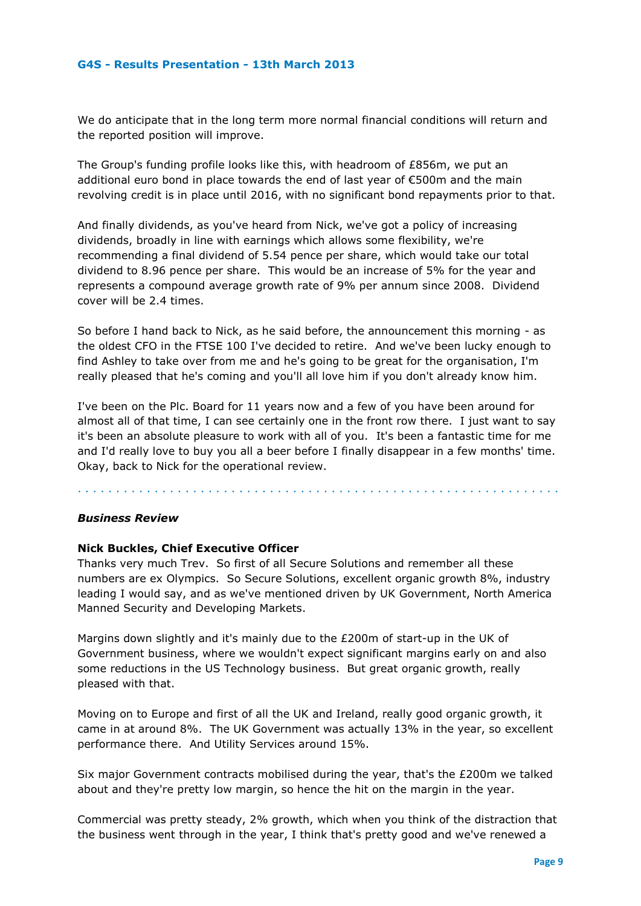We do anticipate that in the long term more normal financial conditions will return and the reported position will improve.

The Group's funding profile looks like this, with headroom of £856m, we put an additional euro bond in place towards the end of last year of €500m and the main revolving credit is in place until 2016, with no significant bond repayments prior to that.

And finally dividends, as you've heard from Nick, we've got a policy of increasing dividends, broadly in line with earnings which allows some flexibility, we're recommending a final dividend of 5.54 pence per share, which would take our total dividend to 8.96 pence per share. This would be an increase of 5% for the year and represents a compound average growth rate of 9% per annum since 2008. Dividend cover will be 2.4 times.

So before I hand back to Nick, as he said before, the announcement this morning - as the oldest CFO in the FTSE 100 I've decided to retire. And we've been lucky enough to find Ashley to take over from me and he's going to be great for the organisation, I'm really pleased that he's coming and you'll all love him if you don't already know him.

I've been on the Plc. Board for 11 years now and a few of you have been around for almost all of that time, I can see certainly one in the front row there. I just want to say it's been an absolute pleasure to work with all of you. It's been a fantastic time for me and I'd really love to buy you all a beer before I finally disappear in a few months' time. Okay, back to Nick for the operational review.

---

***Business Review***

**Nick Buckles, Chief Executive Officer**

Thanks very much Trev. So first of all Secure Solutions and remember all these numbers are ex Olympics. So Secure Solutions, excellent organic growth 8%, industry leading I would say, and as we've mentioned driven by UK Government, North America Manned Security and Developing Markets.

Margins down slightly and it's mainly due to the £200m of start-up in the UK of Government business, where we wouldn't expect significant margins early on and also some reductions in the US Technology business. But great organic growth, really pleased with that.

Moving on to Europe and first of all the UK and Ireland, really good organic growth, it came in at around 8%. The UK Government was actually 13% in the year, so excellent performance there. And Utility Services around 15%.

Six major Government contracts mobilised during the year, that's the £200m we talked about and they're pretty low margin, so hence the hit on the margin in the year.

Commercial was pretty steady, 2% growth, which when you think of the distraction that the business went through in the year, I think that's pretty good and we've renewed a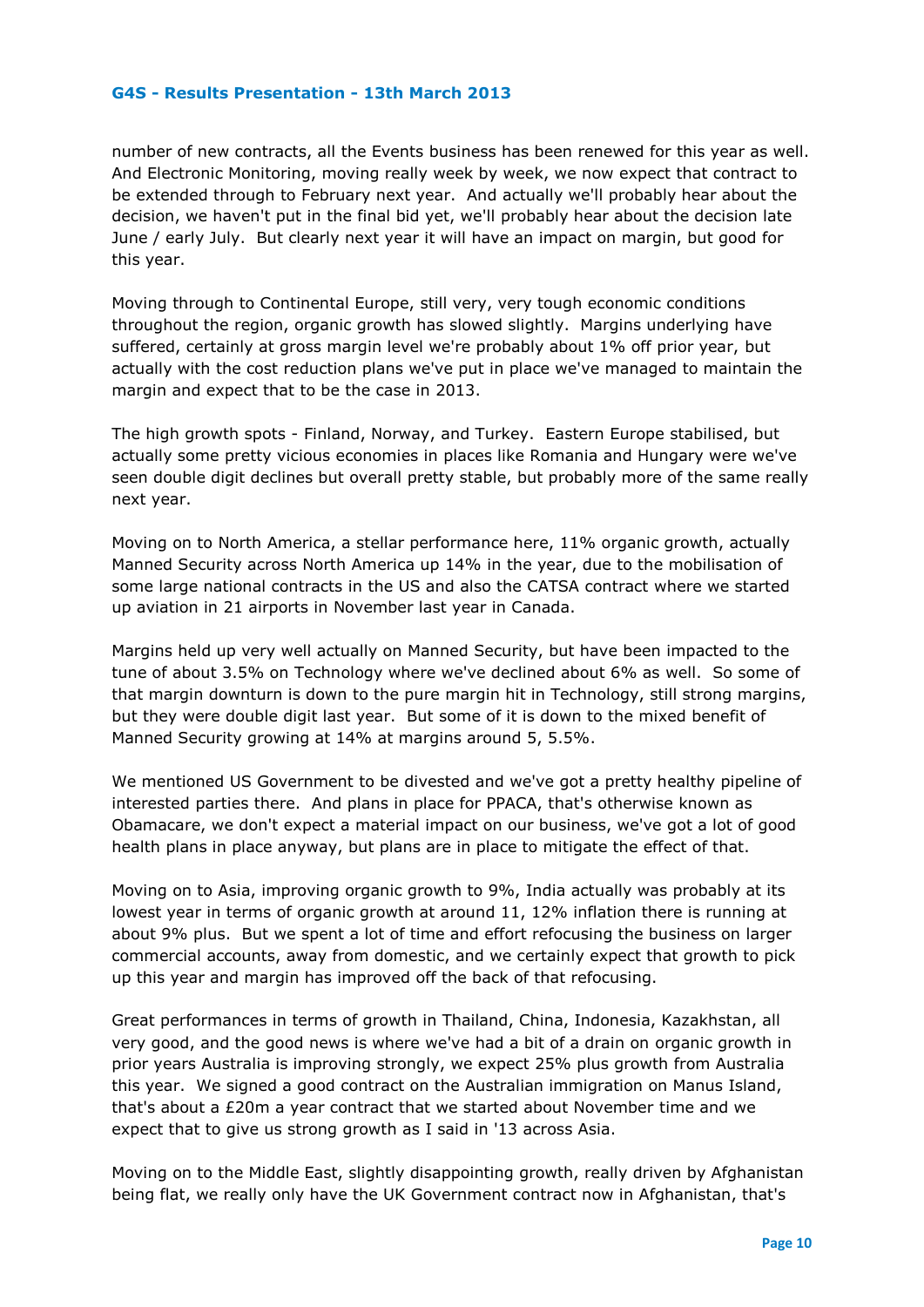number of new contracts, all the Events business has been renewed for this year as well. And Electronic Monitoring, moving really week by week, we now expect that contract to be extended through to February next year. And actually we'll probably hear about the decision, we haven't put in the final bid yet, we'll probably hear about the decision late June / early July. But clearly next year it will have an impact on margin, but good for this year.

Moving through to Continental Europe, still very, very tough economic conditions throughout the region, organic growth has slowed slightly. Margins underlying have suffered, certainly at gross margin level we're probably about 1% off prior year, but actually with the cost reduction plans we've put in place we've managed to maintain the margin and expect that to be the case in 2013.

The high growth spots - Finland, Norway, and Turkey. Eastern Europe stabilised, but actually some pretty vicious economies in places like Romania and Hungary were we've seen double digit declines but overall pretty stable, but probably more of the same really next year.

Moving on to North America, a stellar performance here, 11% organic growth, actually Manned Security across North America up 14% in the year, due to the mobilisation of some large national contracts in the US and also the CATSA contract where we started up aviation in 21 airports in November last year in Canada.

Margins held up very well actually on Manned Security, but have been impacted to the tune of about 3.5% on Technology where we've declined about 6% as well. So some of that margin downturn is down to the pure margin hit in Technology, still strong margins, but they were double digit last year. But some of it is down to the mixed benefit of Manned Security growing at 14% at margins around 5, 5.5%.

We mentioned US Government to be divested and we've got a pretty healthy pipeline of interested parties there. And plans in place for PPACA, that's otherwise known as Obamacare, we don't expect a material impact on our business, we've got a lot of good health plans in place anyway, but plans are in place to mitigate the effect of that.

Moving on to Asia, improving organic growth to 9%, India actually was probably at its lowest year in terms of organic growth at around 11, 12% inflation there is running at about 9% plus. But we spent a lot of time and effort refocusing the business on larger commercial accounts, away from domestic, and we certainly expect that growth to pick up this year and margin has improved off the back of that refocusing.

Great performances in terms of growth in Thailand, China, Indonesia, Kazakhstan, all very good, and the good news is where we've had a bit of a drain on organic growth in prior years Australia is improving strongly, we expect 25% plus growth from Australia this year. We signed a good contract on the Australian immigration on Manus Island, that's about a £20m a year contract that we started about November time and we expect that to give us strong growth as I said in '13 across Asia.

Moving on to the Middle East, slightly disappointing growth, really driven by Afghanistan being flat, we really only have the UK Government contract now in Afghanistan, that's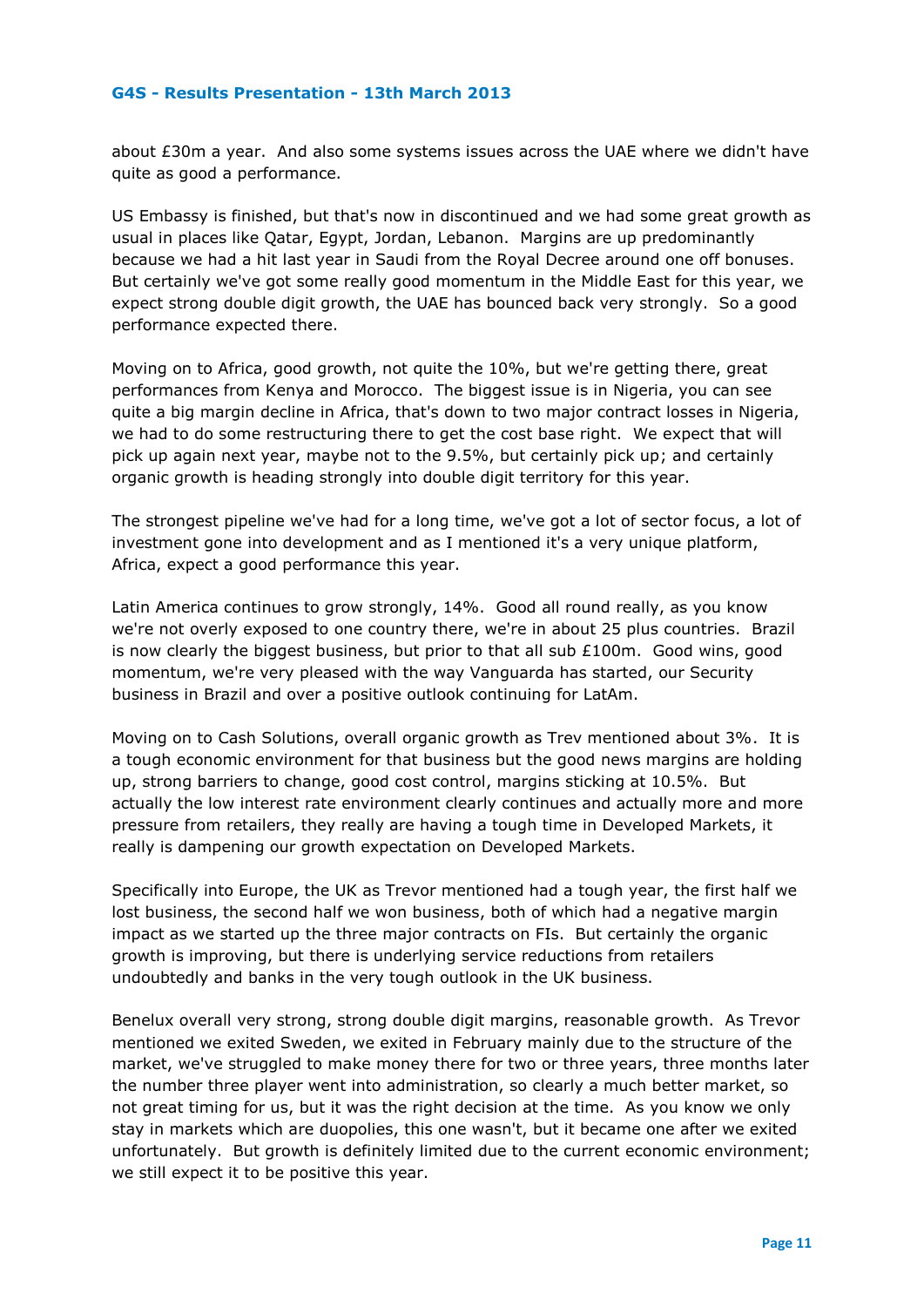about £30m a year. And also some systems issues across the UAE where we didn't have quite as good a performance.

US Embassy is finished, but that's now in discontinued and we had some great growth as usual in places like Qatar, Egypt, Jordan, Lebanon. Margins are up predominantly because we had a hit last year in Saudi from the Royal Decree around one off bonuses. But certainly we've got some really good momentum in the Middle East for this year, we expect strong double digit growth, the UAE has bounced back very strongly. So a good performance expected there.

Moving on to Africa, good growth, not quite the 10%, but we're getting there, great performances from Kenya and Morocco. The biggest issue is in Nigeria, you can see quite a big margin decline in Africa, that's down to two major contract losses in Nigeria, we had to do some restructuring there to get the cost base right. We expect that will pick up again next year, maybe not to the 9.5%, but certainly pick up; and certainly organic growth is heading strongly into double digit territory for this year.

The strongest pipeline we've had for a long time, we've got a lot of sector focus, a lot of investment gone into development and as I mentioned it's a very unique platform, Africa, expect a good performance this year.

Latin America continues to grow strongly, 14%. Good all round really, as you know we're not overly exposed to one country there, we're in about 25 plus countries. Brazil is now clearly the biggest business, but prior to that all sub £100m. Good wins, good momentum, we're very pleased with the way Vanguarda has started, our Security business in Brazil and over a positive outlook continuing for LatAm.

Moving on to Cash Solutions, overall organic growth as Trev mentioned about 3%. It is a tough economic environment for that business but the good news margins are holding up, strong barriers to change, good cost control, margins sticking at 10.5%. But actually the low interest rate environment clearly continues and actually more and more pressure from retailers, they really are having a tough time in Developed Markets, it really is dampening our growth expectation on Developed Markets.

Specifically into Europe, the UK as Trevor mentioned had a tough year, the first half we lost business, the second half we won business, both of which had a negative margin impact as we started up the three major contracts on FIs. But certainly the organic growth is improving, but there is underlying service reductions from retailers undoubtedly and banks in the very tough outlook in the UK business.

Benelux overall very strong, strong double digit margins, reasonable growth. As Trevor mentioned we exited Sweden, we exited in February mainly due to the structure of the market, we've struggled to make money there for two or three years, three months later the number three player went into administration, so clearly a much better market, so not great timing for us, but it was the right decision at the time. As you know we only stay in markets which are duopolies, this one wasn't, but it became one after we exited unfortunately. But growth is definitely limited due to the current economic environment; we still expect it to be positive this year.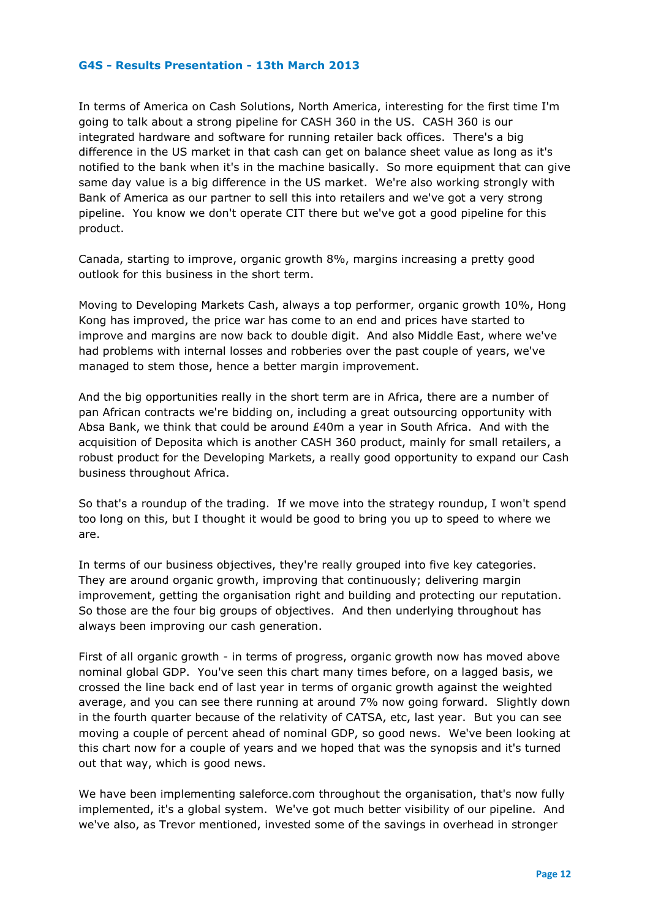In terms of America on Cash Solutions, North America, interesting for the first time I'm going to talk about a strong pipeline for CASH 360 in the US. CASH 360 is our integrated hardware and software for running retailer back offices. There's a big difference in the US market in that cash can get on balance sheet value as long as it's notified to the bank when it's in the machine basically. So more equipment that can give same day value is a big difference in the US market. We're also working strongly with Bank of America as our partner to sell this into retailers and we've got a very strong pipeline. You know we don't operate CIT there but we've got a good pipeline for this product.

Canada, starting to improve, organic growth 8%, margins increasing a pretty good outlook for this business in the short term.

Moving to Developing Markets Cash, always a top performer, organic growth 10%, Hong Kong has improved, the price war has come to an end and prices have started to improve and margins are now back to double digit. And also Middle East, where we've had problems with internal losses and robberies over the past couple of years, we've managed to stem those, hence a better margin improvement.

And the big opportunities really in the short term are in Africa, there are a number of pan African contracts we're bidding on, including a great outsourcing opportunity with Absa Bank, we think that could be around £40m a year in South Africa. And with the acquisition of Deposita which is another CASH 360 product, mainly for small retailers, a robust product for the Developing Markets, a really good opportunity to expand our Cash business throughout Africa.

So that's a roundup of the trading. If we move into the strategy roundup, I won't spend too long on this, but I thought it would be good to bring you up to speed to where we are.

In terms of our business objectives, they're really grouped into five key categories. They are around organic growth, improving that continuously; delivering margin improvement, getting the organisation right and building and protecting our reputation. So those are the four big groups of objectives. And then underlying throughout has always been improving our cash generation.

First of all organic growth - in terms of progress, organic growth now has moved above nominal global GDP. You've seen this chart many times before, on a lagged basis, we crossed the line back end of last year in terms of organic growth against the weighted average, and you can see there running at around 7% now going forward. Slightly down in the fourth quarter because of the relativity of CATSA, etc, last year. But you can see moving a couple of percent ahead of nominal GDP, so good news. We've been looking at this chart now for a couple of years and we hoped that was the synopsis and it's turned out that way, which is good news.

We have been implementing saleforce.com throughout the organisation, that's now fully implemented, it's a global system. We've got much better visibility of our pipeline. And we've also, as Trevor mentioned, invested some of the savings in overhead in stronger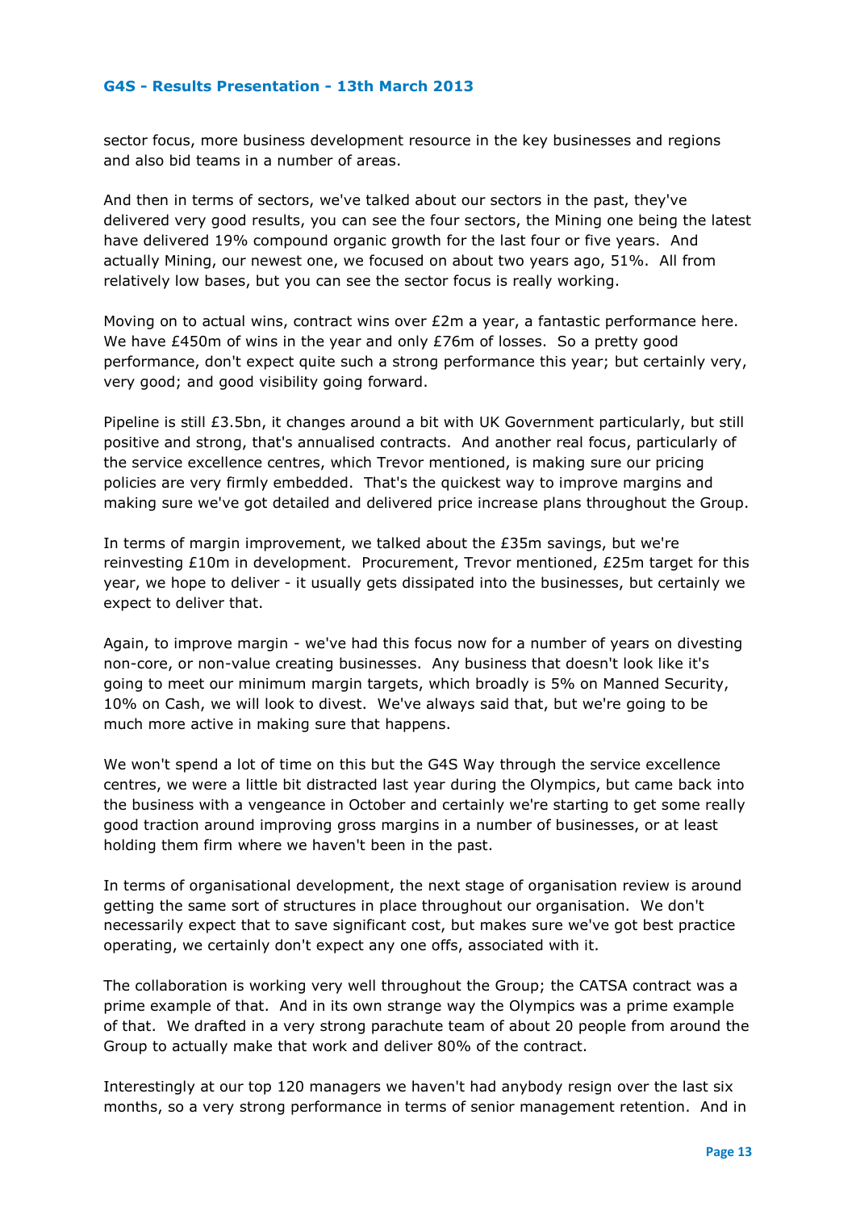sector focus, more business development resource in the key businesses and regions and also bid teams in a number of areas.

And then in terms of sectors, we've talked about our sectors in the past, they've delivered very good results, you can see the four sectors, the Mining one being the latest have delivered 19% compound organic growth for the last four or five years. And actually Mining, our newest one, we focused on about two years ago, 51%. All from relatively low bases, but you can see the sector focus is really working.

Moving on to actual wins, contract wins over £2m a year, a fantastic performance here. We have £450m of wins in the year and only £76m of losses. So a pretty good performance, don't expect quite such a strong performance this year; but certainly very, very good; and good visibility going forward.

Pipeline is still £3.5bn, it changes around a bit with UK Government particularly, but still positive and strong, that's annualised contracts. And another real focus, particularly of the service excellence centres, which Trevor mentioned, is making sure our pricing policies are very firmly embedded. That's the quickest way to improve margins and making sure we've got detailed and delivered price increase plans throughout the Group.

In terms of margin improvement, we talked about the £35m savings, but we're reinvesting £10m in development. Procurement, Trevor mentioned, £25m target for this year, we hope to deliver - it usually gets dissipated into the businesses, but certainly we expect to deliver that.

Again, to improve margin - we've had this focus now for a number of years on divesting non-core, or non-value creating businesses. Any business that doesn't look like it's going to meet our minimum margin targets, which broadly is 5% on Manned Security, 10% on Cash, we will look to divest. We've always said that, but we're going to be much more active in making sure that happens.

We won't spend a lot of time on this but the G4S Way through the service excellence centres, we were a little bit distracted last year during the Olympics, but came back into the business with a vengeance in October and certainly we're starting to get some really good traction around improving gross margins in a number of businesses, or at least holding them firm where we haven't been in the past.

In terms of organisational development, the next stage of organisation review is around getting the same sort of structures in place throughout our organisation. We don't necessarily expect that to save significant cost, but makes sure we've got best practice operating, we certainly don't expect any one offs, associated with it.

The collaboration is working very well throughout the Group; the CATSA contract was a prime example of that. And in its own strange way the Olympics was a prime example of that. We drafted in a very strong parachute team of about 20 people from around the Group to actually make that work and deliver 80% of the contract.

Interestingly at our top 120 managers we haven't had anybody resign over the last six months, so a very strong performance in terms of senior management retention. And in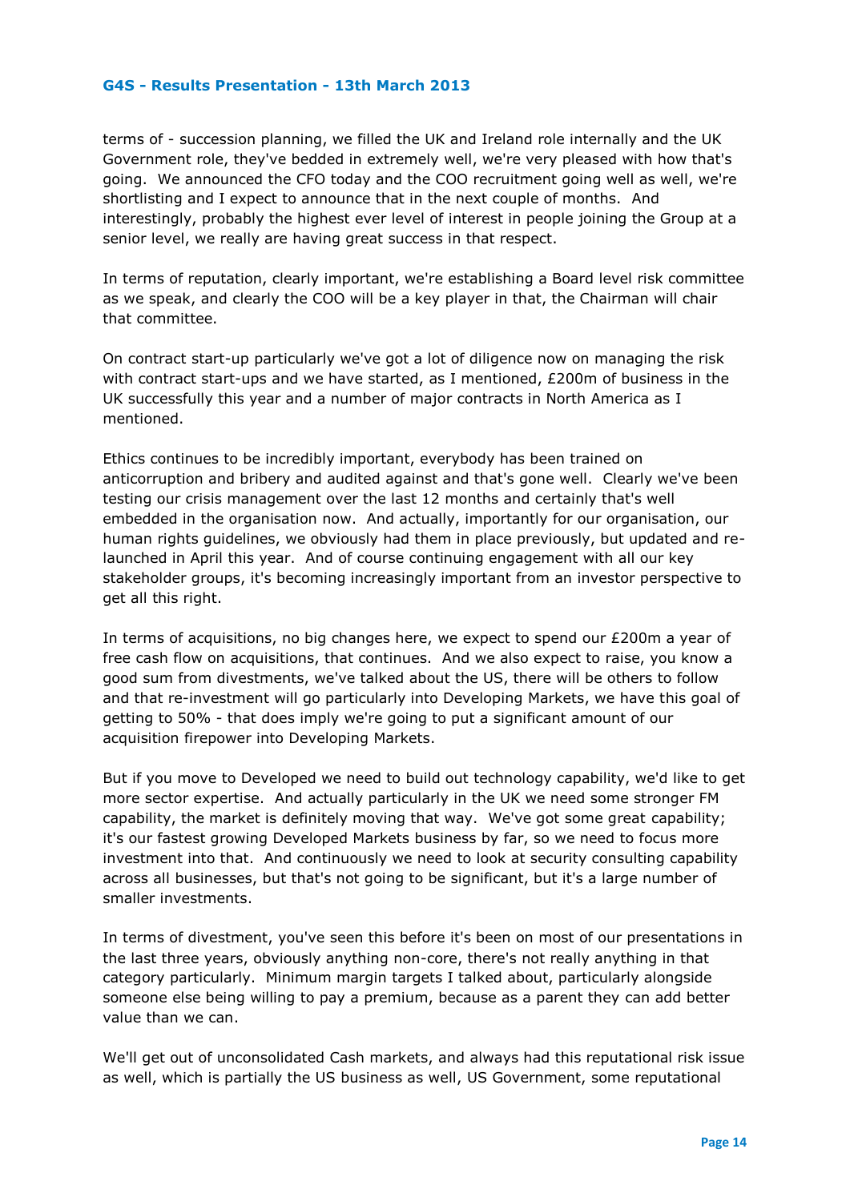terms of - succession planning, we filled the UK and Ireland role internally and the UK Government role, they've bedded in extremely well, we're very pleased with how that's going. We announced the CFO today and the COO recruitment going well as well, we're shortlisting and I expect to announce that in the next couple of months. And interestingly, probably the highest ever level of interest in people joining the Group at a senior level, we really are having great success in that respect.

In terms of reputation, clearly important, we're establishing a Board level risk committee as we speak, and clearly the COO will be a key player in that, the Chairman will chair that committee.

On contract start-up particularly we've got a lot of diligence now on managing the risk with contract start-ups and we have started, as I mentioned, £200m of business in the UK successfully this year and a number of major contracts in North America as I mentioned.

Ethics continues to be incredibly important, everybody has been trained on anticorruption and bribery and audited against and that's gone well. Clearly we've been testing our crisis management over the last 12 months and certainly that's well embedded in the organisation now. And actually, importantly for our organisation, our human rights guidelines, we obviously had them in place previously, but updated and re-launched in April this year. And of course continuing engagement with all our key stakeholder groups, it's becoming increasingly important from an investor perspective to get all this right.

In terms of acquisitions, no big changes here, we expect to spend our £200m a year of free cash flow on acquisitions, that continues. And we also expect to raise, you know a good sum from divestments, we've talked about the US, there will be others to follow and that re-investment will go particularly into Developing Markets, we have this goal of getting to 50% - that does imply we're going to put a significant amount of our acquisition firepower into Developing Markets.

But if you move to Developed we need to build out technology capability, we'd like to get more sector expertise. And actually particularly in the UK we need some stronger FM capability, the market is definitely moving that way. We've got some great capability; it's our fastest growing Developed Markets business by far, so we need to focus more investment into that. And continuously we need to look at security consulting capability across all businesses, but that's not going to be significant, but it's a large number of smaller investments.

In terms of divestment, you've seen this before it's been on most of our presentations in the last three years, obviously anything non-core, there's not really anything in that category particularly. Minimum margin targets I talked about, particularly alongside someone else being willing to pay a premium, because as a parent they can add better value than we can.

We'll get out of unconsolidated Cash markets, and always had this reputational risk issue as well, which is partially the US business as well, US Government, some reputational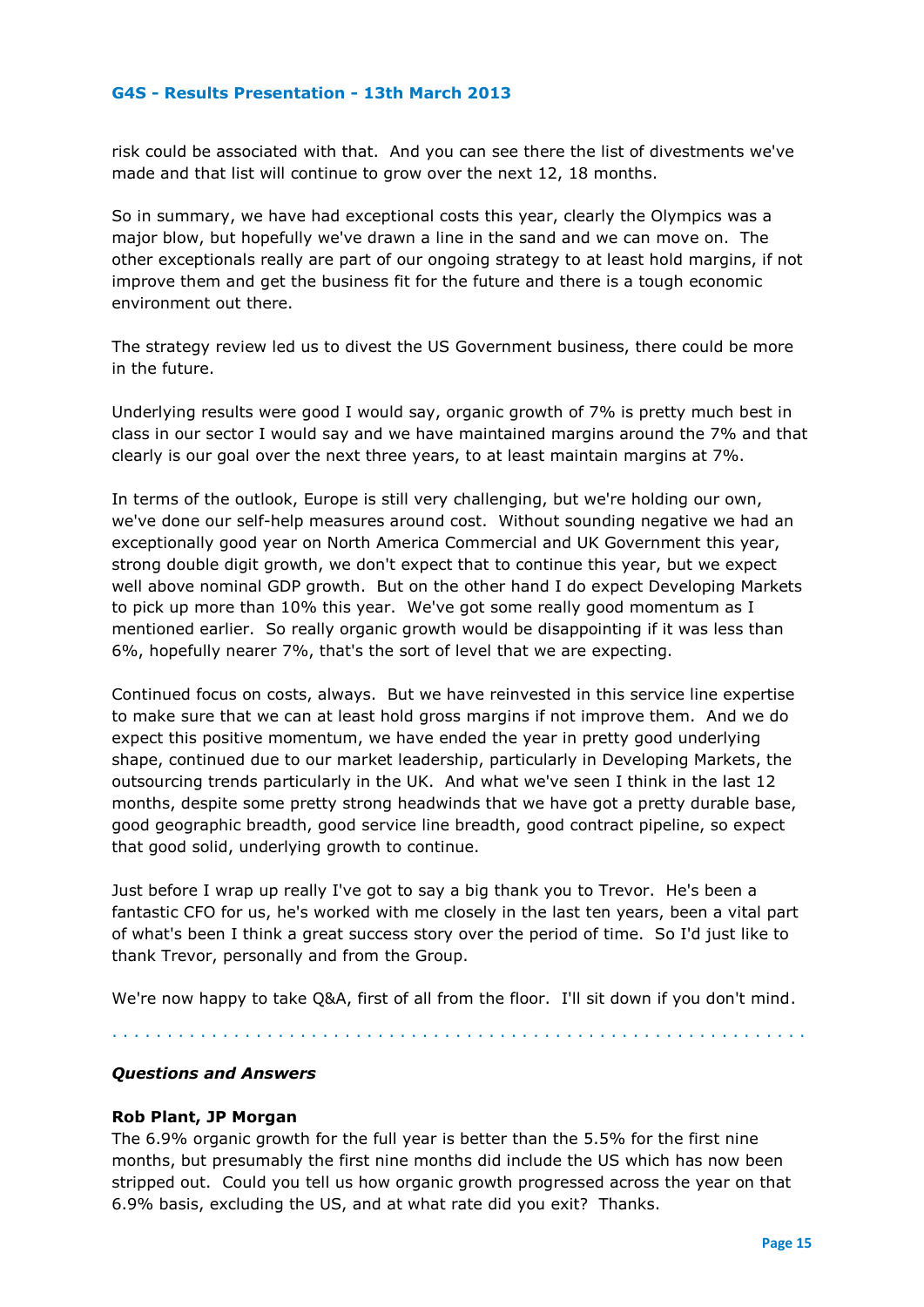risk could be associated with that. And you can see there the list of divestments we've made and that list will continue to grow over the next 12, 18 months.

So in summary, we have had exceptional costs this year, clearly the Olympics was a major blow, but hopefully we've drawn a line in the sand and we can move on. The other exceptionals really are part of our ongoing strategy to at least hold margins, if not improve them and get the business fit for the future and there is a tough economic environment out there.

The strategy review led us to divest the US Government business, there could be more in the future.

Underlying results were good I would say, organic growth of 7% is pretty much best in class in our sector I would say and we have maintained margins around the 7% and that clearly is our goal over the next three years, to at least maintain margins at 7%.

In terms of the outlook, Europe is still very challenging, but we're holding our own, we've done our self-help measures around cost. Without sounding negative we had an exceptionally good year on North America Commercial and UK Government this year, strong double digit growth, we don't expect that to continue this year, but we expect well above nominal GDP growth. But on the other hand I do expect Developing Markets to pick up more than 10% this year. We've got some really good momentum as I mentioned earlier. So really organic growth would be disappointing if it was less than 6%, hopefully nearer 7%, that's the sort of level that we are expecting.

Continued focus on costs, always. But we have reinvested in this service line expertise to make sure that we can at least hold gross margins if not improve them. And we do expect this positive momentum, we have ended the year in pretty good underlying shape, continued due to our market leadership, particularly in Developing Markets, the outsourcing trends particularly in the UK. And what we've seen I think in the last 12 months, despite some pretty strong headwinds that we have got a pretty durable base, good geographic breadth, good service line breadth, good contract pipeline, so expect that good solid, underlying growth to continue.

Just before I wrap up really I've got to say a big thank you to Trevor. He's been a fantastic CFO for us, he's worked with me closely in the last ten years, been a vital part of what's been I think a great success story over the period of time. So I'd just like to thank Trevor, personally and from the Group.

We're now happy to take Q&A, first of all from the floor. I'll sit down if you don't mind.

---

***Questions and Answers***

**Rob Plant, JP Morgan**
The 6.9% organic growth for the full year is better than the 5.5% for the first nine months, but presumably the first nine months did include the US which has now been stripped out. Could you tell us how organic growth progressed across the year on that 6.9% basis, excluding the US, and at what rate did you exit? Thanks.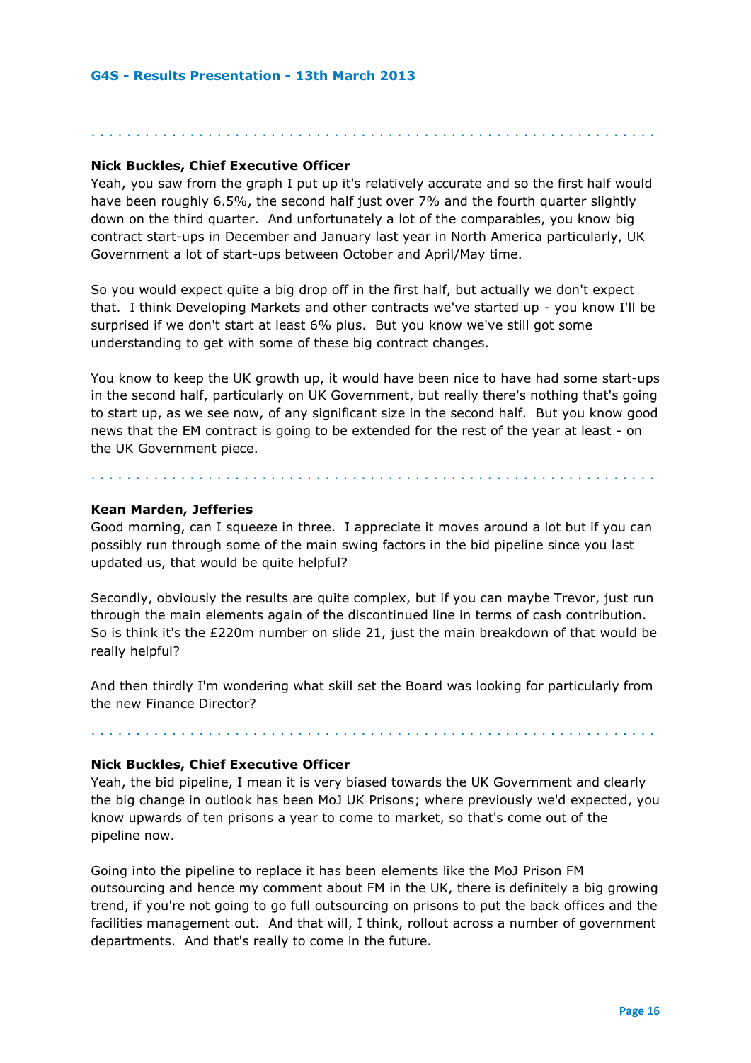**Nick Buckles, Chief Executive Officer**
Yeah, you saw from the graph I put up it's relatively accurate and so the first half would have been roughly 6.5%, the second half just over 7% and the fourth quarter slightly down on the third quarter. And unfortunately a lot of the comparables, you know big contract start-ups in December and January last year in North America particularly, UK Government a lot of start-ups between October and April/May time.

So you would expect quite a big drop off in the first half, but actually we don't expect that. I think Developing Markets and other contracts we've started up - you know I'll be surprised if we don't start at least 6% plus. But you know we've still got some understanding to get with some of these big contract changes.

You know to keep the UK growth up, it would have been nice to have had some start-ups in the second half, particularly on UK Government, but really there's nothing that's going to start up, as we see now, of any significant size in the second half. But you know good news that the EM contract is going to be extended for the rest of the year at least - on the UK Government piece.

**Kean Marden, Jefferies**
Good morning, can I squeeze in three. I appreciate it moves around a lot but if you can possibly run through some of the main swing factors in the bid pipeline since you last updated us, that would be quite helpful?

Secondly, obviously the results are quite complex, but if you can maybe Trevor, just run through the main elements again of the discontinued line in terms of cash contribution. So is think it's the £220m number on slide 21, just the main breakdown of that would be really helpful?

And then thirdly I'm wondering what skill set the Board was looking for particularly from the new Finance Director?

**Nick Buckles, Chief Executive Officer**
Yeah, the bid pipeline, I mean it is very biased towards the UK Government and clearly the big change in outlook has been MoJ UK Prisons; where previously we'd expected, you know upwards of ten prisons a year to come to market, so that's come out of the pipeline now.

Going into the pipeline to replace it has been elements like the MoJ Prison FM outsourcing and hence my comment about FM in the UK, there is definitely a big growing trend, if you're not going to go full outsourcing on prisons to put the back offices and the facilities management out. And that will, I think, rollout across a number of government departments. And that's really to come in the future.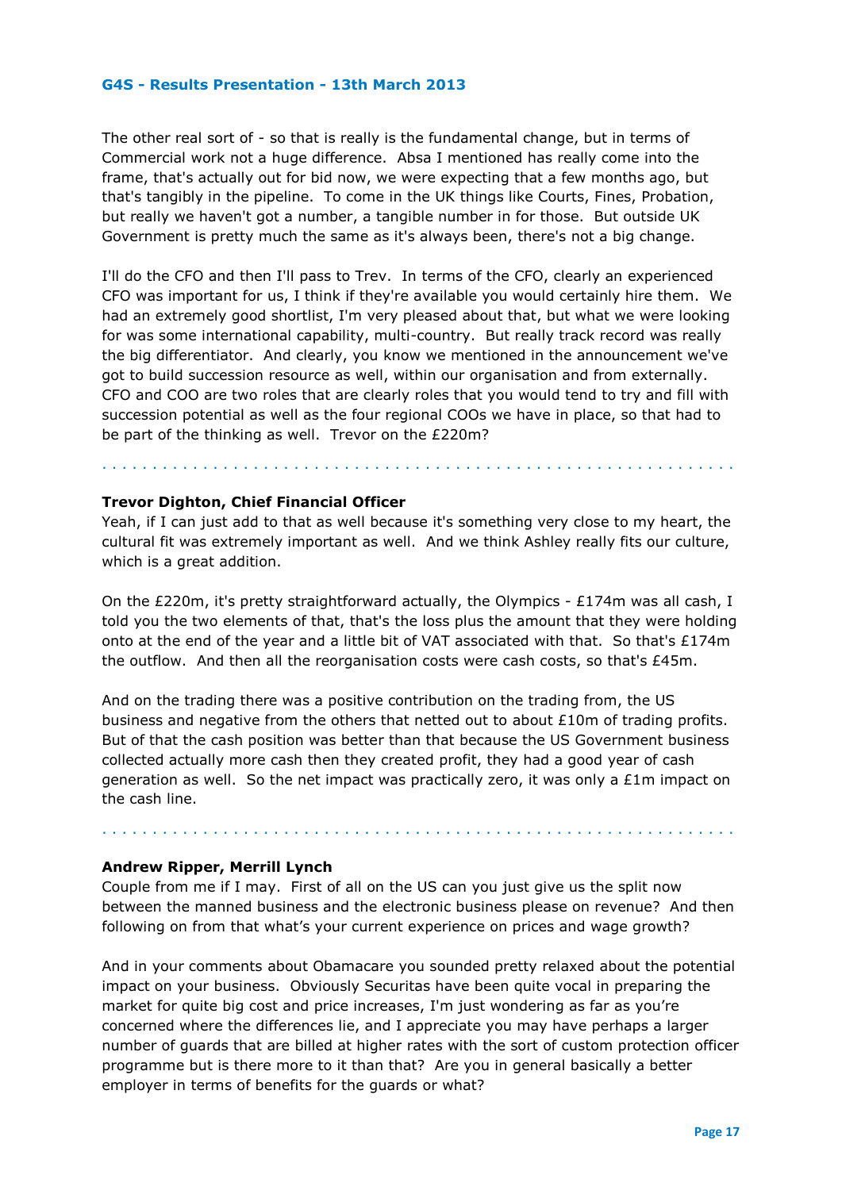The other real sort of - so that is really is the fundamental change, but in terms of Commercial work not a huge difference. Absa I mentioned has really come into the frame, that's actually out for bid now, we were expecting that a few months ago, but that's tangibly in the pipeline. To come in the UK things like Courts, Fines, Probation, but really we haven't got a number, a tangible number in for those. But outside UK Government is pretty much the same as it's always been, there's not a big change.

I'll do the CFO and then I'll pass to Trev. In terms of the CFO, clearly an experienced CFO was important for us, I think if they're available you would certainly hire them. We had an extremely good shortlist, I'm very pleased about that, but what we were looking for was some international capability, multi-country. But really track record was really the big differentiator. And clearly, you know we mentioned in the announcement we've got to build succession resource as well, within our organisation and from externally. CFO and COO are two roles that are clearly roles that you would tend to try and fill with succession potential as well as the four regional COOs we have in place, so that had to be part of the thinking as well. Trevor on the £220m?

. . . . . . . . . . . . . . . . . . . . . . . . . . . . . . . . . . . . . . . . . . . . . . . . . . . . . . . . . . . . . .

**Trevor Dighton, Chief Financial Officer**

Yeah, if I can just add to that as well because it's something very close to my heart, the cultural fit was extremely important as well. And we think Ashley really fits our culture, which is a great addition.

On the £220m, it's pretty straightforward actually, the Olympics - £174m was all cash, I told you the two elements of that, that's the loss plus the amount that they were holding onto at the end of the year and a little bit of VAT associated with that. So that's £174m the outflow. And then all the reorganisation costs were cash costs, so that's £45m.

And on the trading there was a positive contribution on the trading from, the US business and negative from the others that netted out to about £10m of trading profits. But of that the cash position was better than that because the US Government business collected actually more cash then they created profit, they had a good year of cash generation as well. So the net impact was practically zero, it was only a £1m impact on the cash line.

. . . . . . . . . . . . . . . . . . . . . . . . . . . . . . . . . . . . . . . . . . . . . . . . . . . . . . . . . . . . . .

**Andrew Ripper, Merrill Lynch**

Couple from me if I may. First of all on the US can you just give us the split now between the manned business and the electronic business please on revenue? And then following on from that what's your current experience on prices and wage growth?

And in your comments about Obamacare you sounded pretty relaxed about the potential impact on your business. Obviously Securitas have been quite vocal in preparing the market for quite big cost and price increases, I'm just wondering as far as you're concerned where the differences lie, and I appreciate you may have perhaps a larger number of guards that are billed at higher rates with the sort of custom protection officer programme but is there more to it than that? Are you in general basically a better employer in terms of benefits for the guards or what?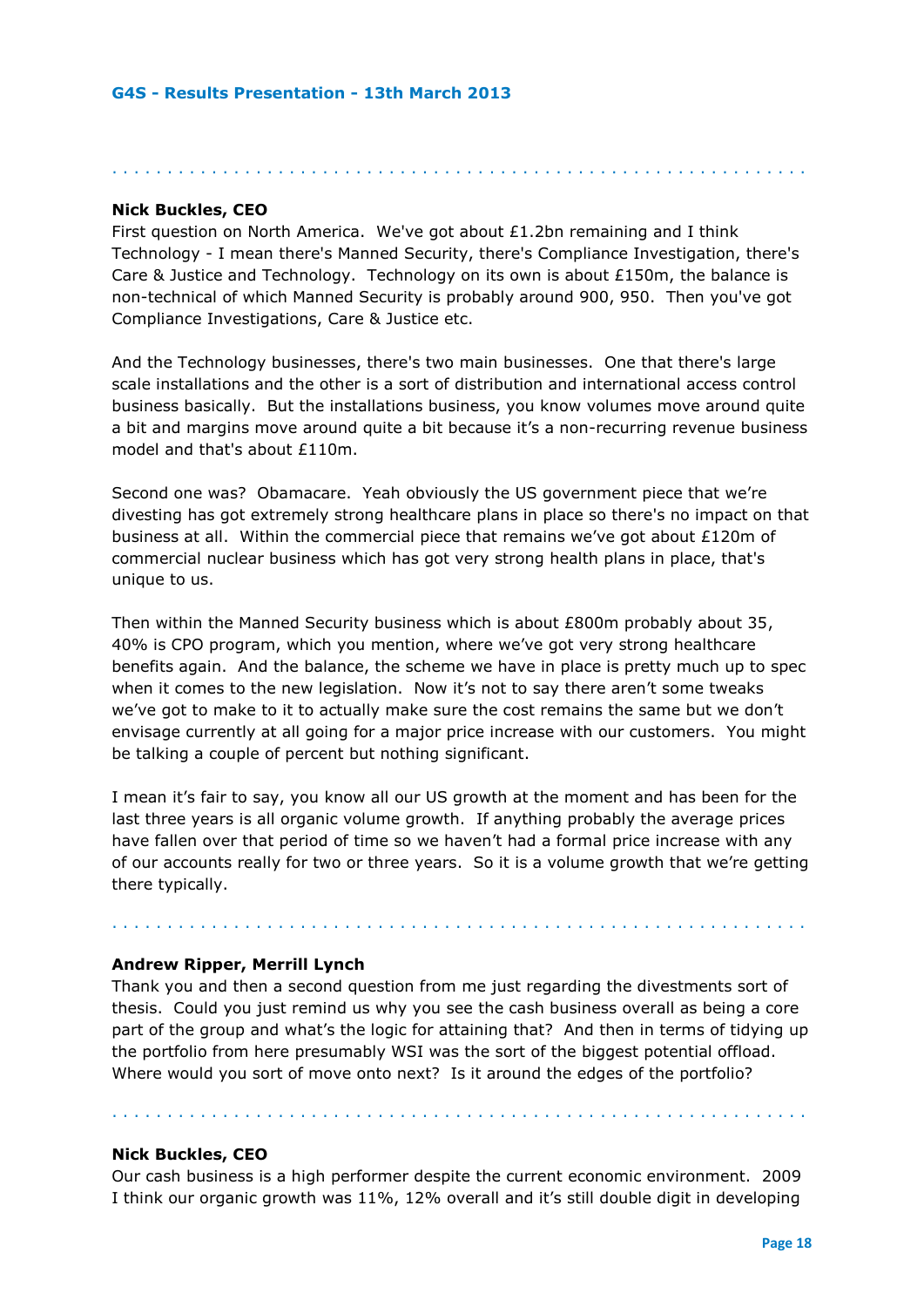**Nick Buckles, CEO**

First question on North America. We've got about £1.2bn remaining and I think Technology - I mean there's Manned Security, there's Compliance Investigation, there's Care & Justice and Technology. Technology on its own is about £150m, the balance is non-technical of which Manned Security is probably around 900, 950. Then you've got Compliance Investigations, Care & Justice etc.

And the Technology businesses, there's two main businesses. One that there's large scale installations and the other is a sort of distribution and international access control business basically. But the installations business, you know volumes move around quite a bit and margins move around quite a bit because it's a non-recurring revenue business model and that's about £110m.

Second one was? Obamacare. Yeah obviously the US government piece that we're divesting has got extremely strong healthcare plans in place so there's no impact on that business at all. Within the commercial piece that remains we've got about £120m of commercial nuclear business which has got very strong health plans in place, that's unique to us.

Then within the Manned Security business which is about £800m probably about 35, 40% is CPO program, which you mention, where we've got very strong healthcare benefits again. And the balance, the scheme we have in place is pretty much up to spec when it comes to the new legislation. Now it's not to say there aren't some tweaks we've got to make to it to actually make sure the cost remains the same but we don't envisage currently at all going for a major price increase with our customers. You might be talking a couple of percent but nothing significant.

I mean it's fair to say, you know all our US growth at the moment and has been for the last three years is all organic volume growth. If anything probably the average prices have fallen over that period of time so we haven't had a formal price increase with any of our accounts really for two or three years. So it is a volume growth that we're getting there typically.

**Andrew Ripper, Merrill Lynch**

Thank you and then a second question from me just regarding the divestments sort of thesis. Could you just remind us why you see the cash business overall as being a core part of the group and what's the logic for attaining that? And then in terms of tidying up the portfolio from here presumably WSI was the sort of the biggest potential offload. Where would you sort of move onto next? Is it around the edges of the portfolio?

**Nick Buckles, CEO**

Our cash business is a high performer despite the current economic environment. 2009 I think our organic growth was 11%, 12% overall and it's still double digit in developing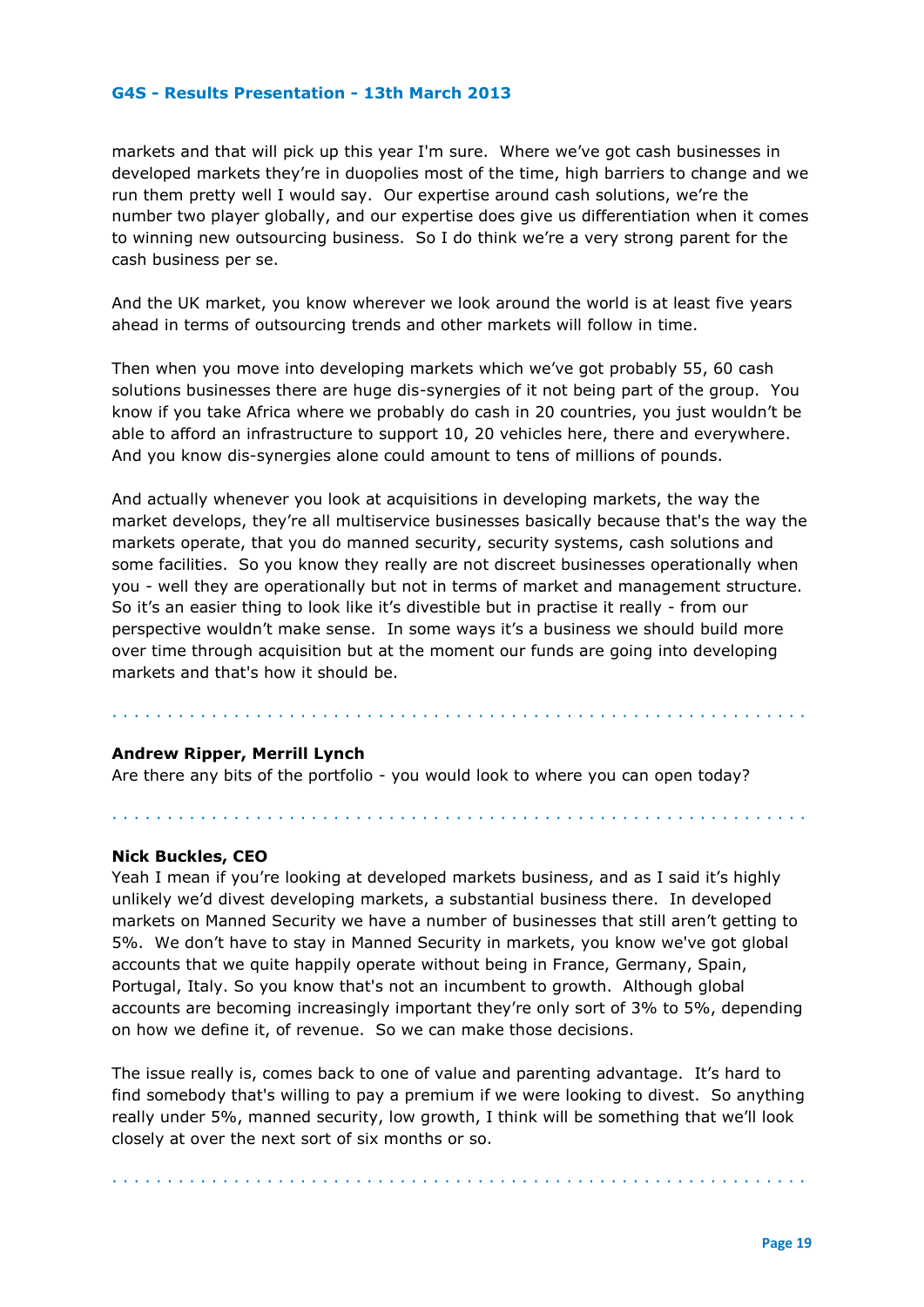markets and that will pick up this year I'm sure. Where we've got cash businesses in developed markets they're in duopolies most of the time, high barriers to change and we run them pretty well I would say. Our expertise around cash solutions, we're the number two player globally, and our expertise does give us differentiation when it comes to winning new outsourcing business. So I do think we're a very strong parent for the cash business per se.

And the UK market, you know wherever we look around the world is at least five years ahead in terms of outsourcing trends and other markets will follow in time.

Then when you move into developing markets which we've got probably 55, 60 cash solutions businesses there are huge dis-synergies of it not being part of the group. You know if you take Africa where we probably do cash in 20 countries, you just wouldn't be able to afford an infrastructure to support 10, 20 vehicles here, there and everywhere. And you know dis-synergies alone could amount to tens of millions of pounds.

And actually whenever you look at acquisitions in developing markets, the way the market develops, they're all multiservice businesses basically because that's the way the markets operate, that you do manned security, security systems, cash solutions and some facilities. So you know they really are not discreet businesses operationally when you - well they are operationally but not in terms of market and management structure. So it's an easier thing to look like it's divestible but in practise it really - from our perspective wouldn't make sense. In some ways it's a business we should build more over time through acquisition but at the moment our funds are going into developing markets and that's how it should be.

. . . . . . . . . . . . . . . . . . . . . . . . . . . . . . . . . . . . . . . . . . . . . . . . . . . . . . . . . . . . .

**Andrew Ripper, Merrill Lynch**
Are there any bits of the portfolio - you would look to where you can open today?

. . . . . . . . . . . . . . . . . . . . . . . . . . . . . . . . . . . . . . . . . . . . . . . . . . . . . . . . . . . . .

**Nick Buckles, CEO**
Yeah I mean if you're looking at developed markets business, and as I said it's highly unlikely we'd divest developing markets, a substantial business there. In developed markets on Manned Security we have a number of businesses that still aren't getting to 5%. We don't have to stay in Manned Security in markets, you know we've got global accounts that we quite happily operate without being in France, Germany, Spain, Portugal, Italy. So you know that's not an incumbent to growth. Although global accounts are becoming increasingly important they're only sort of 3% to 5%, depending on how we define it, of revenue. So we can make those decisions.

The issue really is, comes back to one of value and parenting advantage. It's hard to find somebody that's willing to pay a premium if we were looking to divest. So anything really under 5%, manned security, low growth, I think will be something that we'll look closely at over the next sort of six months or so.

. . . . . . . . . . . . . . . . . . . . . . . . . . . . . . . . . . . . . . . . . . . . . . . . . . . . . . . . . . . . .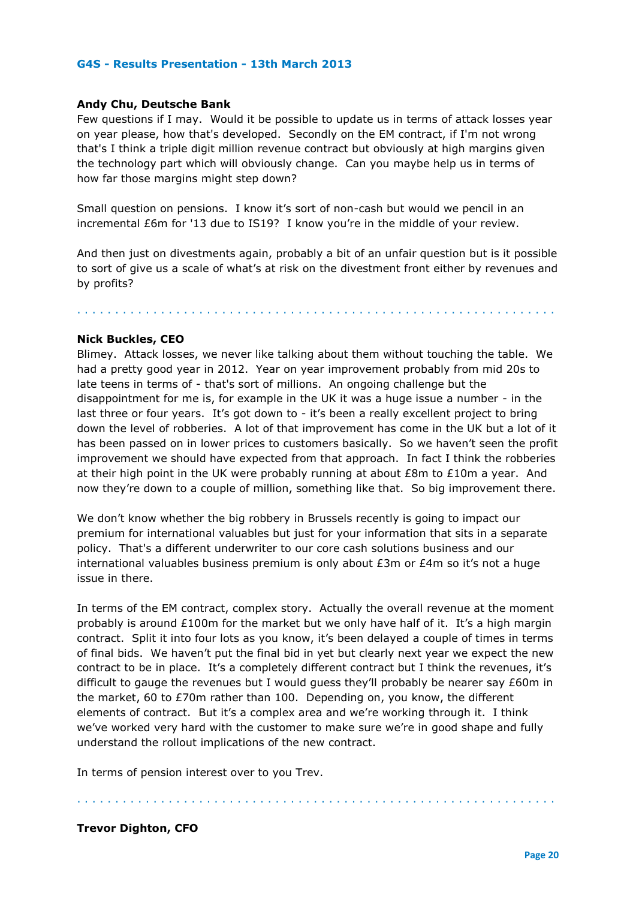**Andy Chu, Deutsche Bank**

Few questions if I may. Would it be possible to update us in terms of attack losses year on year please, how that's developed. Secondly on the EM contract, if I'm not wrong that's I think a triple digit million revenue contract but obviously at high margins given the technology part which will obviously change. Can you maybe help us in terms of how far those margins might step down?

Small question on pensions. I know it's sort of non-cash but would we pencil in an incremental £6m for '13 due to IS19? I know you're in the middle of your review.

And then just on divestments again, probably a bit of an unfair question but is it possible to sort of give us a scale of what's at risk on the divestment front either by revenues and by profits?

. . . . . . . . . . . . . . . . . . . . . . . . . . . . . . . . . . . . . . . . . . . . . . . . . . . . . . . . . . . . .

**Nick Buckles, CEO**

Blimey. Attack losses, we never like talking about them without touching the table. We had a pretty good year in 2012. Year on year improvement probably from mid 20s to late teens in terms of - that's sort of millions. An ongoing challenge but the disappointment for me is, for example in the UK it was a huge issue a number - in the last three or four years. It's got down to - it's been a really excellent project to bring down the level of robberies. A lot of that improvement has come in the UK but a lot of it has been passed on in lower prices to customers basically. So we haven't seen the profit improvement we should have expected from that approach. In fact I think the robberies at their high point in the UK were probably running at about £8m to £10m a year. And now they're down to a couple of million, something like that. So big improvement there.

We don't know whether the big robbery in Brussels recently is going to impact our premium for international valuables but just for your information that sits in a separate policy. That's a different underwriter to our core cash solutions business and our international valuables business premium is only about £3m or £4m so it's not a huge issue in there.

In terms of the EM contract, complex story. Actually the overall revenue at the moment probably is around £100m for the market but we only have half of it. It's a high margin contract. Split it into four lots as you know, it's been delayed a couple of times in terms of final bids. We haven't put the final bid in yet but clearly next year we expect the new contract to be in place. It's a completely different contract but I think the revenues, it's difficult to gauge the revenues but I would guess they'll probably be nearer say £60m in the market, 60 to £70m rather than 100. Depending on, you know, the different elements of contract. But it's a complex area and we're working through it. I think we've worked very hard with the customer to make sure we're in good shape and fully understand the rollout implications of the new contract.

In terms of pension interest over to you Trev.

. . . . . . . . . . . . . . . . . . . . . . . . . . . . . . . . . . . . . . . . . . . . . . . . . . . . . . . . . . . . .

**Trevor Dighton, CFO**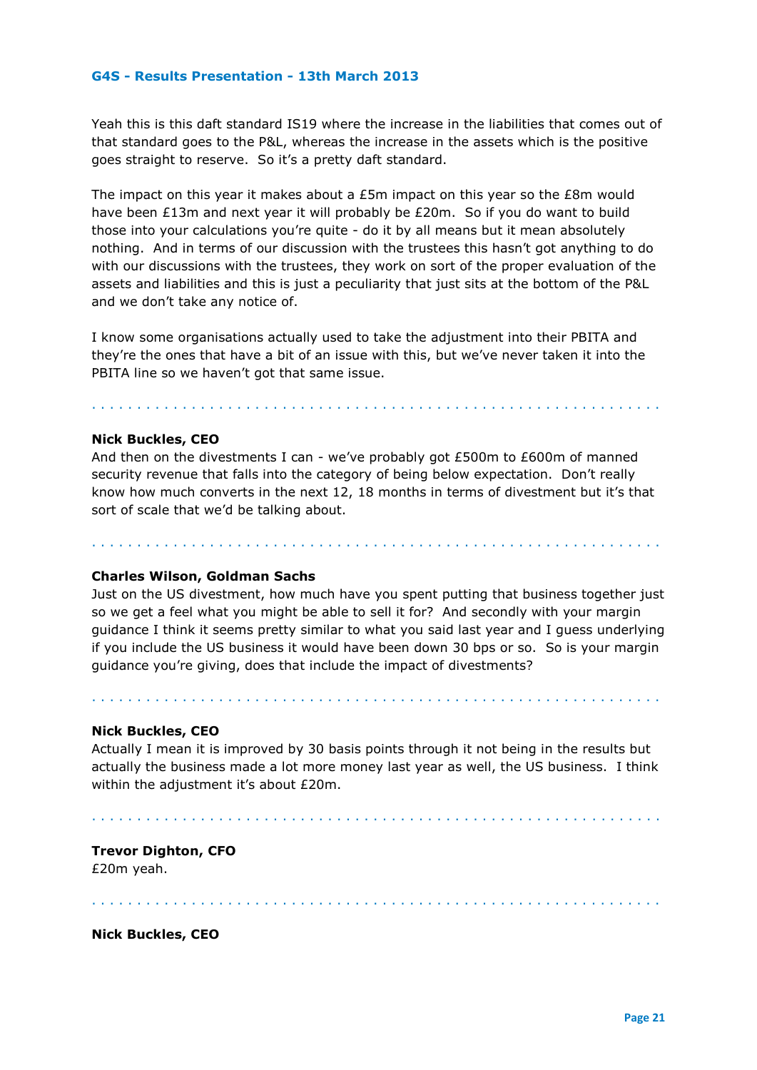Yeah this is this daft standard IS19 where the increase in the liabilities that comes out of that standard goes to the P&L, whereas the increase in the assets which is the positive goes straight to reserve. So it's a pretty daft standard.

The impact on this year it makes about a £5m impact on this year so the £8m would have been £13m and next year it will probably be £20m. So if you do want to build those into your calculations you're quite - do it by all means but it mean absolutely nothing. And in terms of our discussion with the trustees this hasn't got anything to do with our discussions with the trustees, they work on sort of the proper evaluation of the assets and liabilities and this is just a peculiarity that just sits at the bottom of the P&L and we don't take any notice of.

I know some organisations actually used to take the adjustment into their PBITA and they're the ones that have a bit of an issue with this, but we've never taken it into the PBITA line so we haven't got that same issue.

**Nick Buckles, CEO**
And then on the divestments I can - we've probably got £500m to £600m of manned security revenue that falls into the category of being below expectation. Don't really know how much converts in the next 12, 18 months in terms of divestment but it's that sort of scale that we'd be talking about.

**Charles Wilson, Goldman Sachs**
Just on the US divestment, how much have you spent putting that business together just so we get a feel what you might be able to sell it for? And secondly with your margin guidance I think it seems pretty similar to what you said last year and I guess underlying if you include the US business it would have been down 30 bps or so. So is your margin guidance you're giving, does that include the impact of divestments?

**Nick Buckles, CEO**
Actually I mean it is improved by 30 basis points through it not being in the results but actually the business made a lot more money last year as well, the US business. I think within the adjustment it's about £20m.

**Trevor Dighton, CFO**
£20m yeah.

**Nick Buckles, CEO**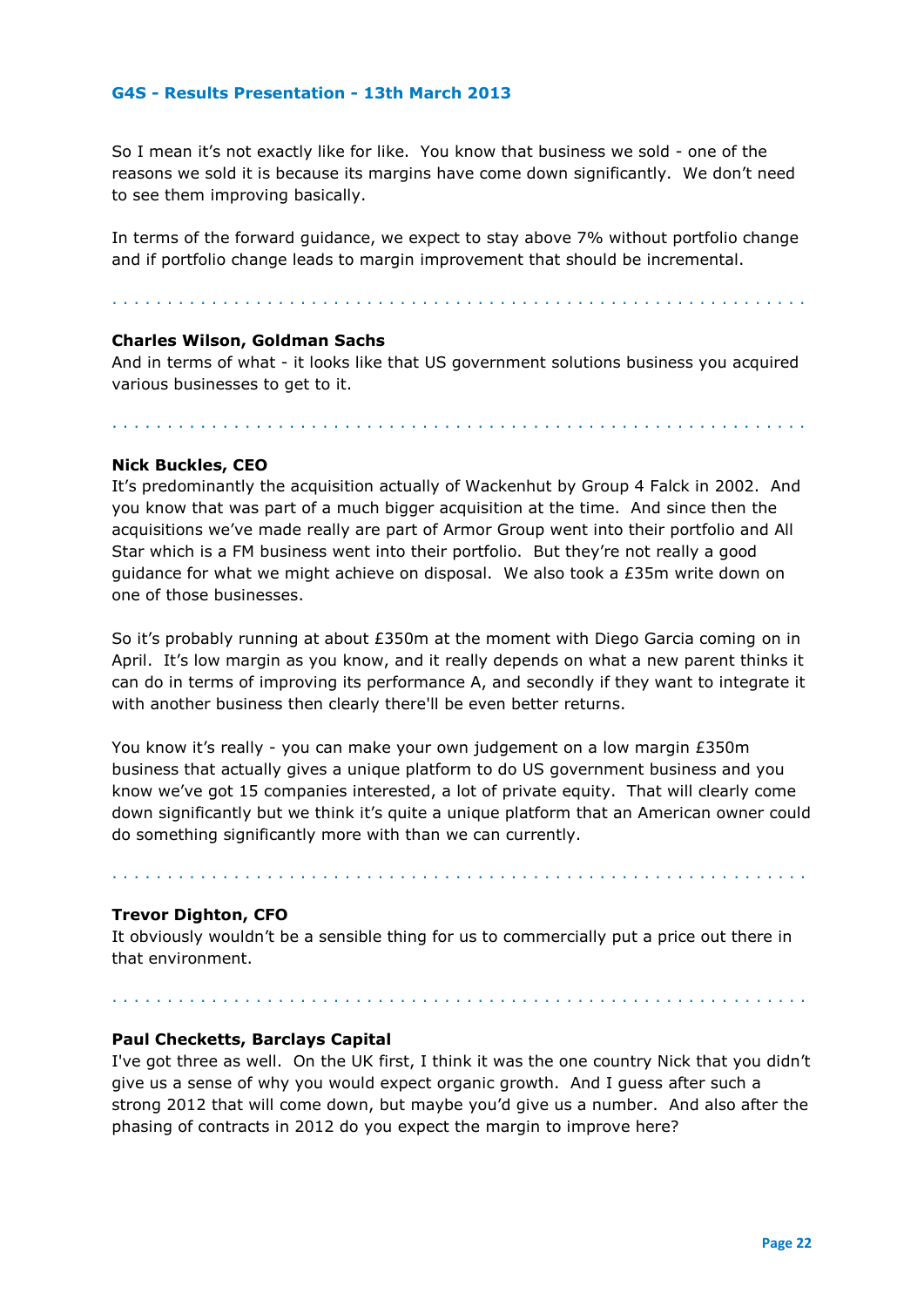So I mean it's not exactly like for like. You know that business we sold - one of the reasons we sold it is because its margins have come down significantly. We don't need to see them improving basically.

In terms of the forward guidance, we expect to stay above 7% without portfolio change and if portfolio change leads to margin improvement that should be incremental.

**Charles Wilson, Goldman Sachs**
And in terms of what - it looks like that US government solutions business you acquired various businesses to get to it.

**Nick Buckles, CEO**
It's predominantly the acquisition actually of Wackenhut by Group 4 Falck in 2002. And you know that was part of a much bigger acquisition at the time. And since then the acquisitions we've made really are part of Armor Group went into their portfolio and All Star which is a FM business went into their portfolio. But they're not really a good guidance for what we might achieve on disposal. We also took a £35m write down on one of those businesses.

So it's probably running at about £350m at the moment with Diego Garcia coming on in April. It's low margin as you know, and it really depends on what a new parent thinks it can do in terms of improving its performance A, and secondly if they want to integrate it with another business then clearly there'll be even better returns.

You know it's really - you can make your own judgement on a low margin £350m business that actually gives a unique platform to do US government business and you know we've got 15 companies interested, a lot of private equity. That will clearly come down significantly but we think it's quite a unique platform that an American owner could do something significantly more with than we can currently.

**Trevor Dighton, CFO**
It obviously wouldn't be a sensible thing for us to commercially put a price out there in that environment.

**Paul Checketts, Barclays Capital**
I've got three as well. On the UK first, I think it was the one country Nick that you didn't give us a sense of why you would expect organic growth. And I guess after such a strong 2012 that will come down, but maybe you'd give us a number. And also after the phasing of contracts in 2012 do you expect the margin to improve here?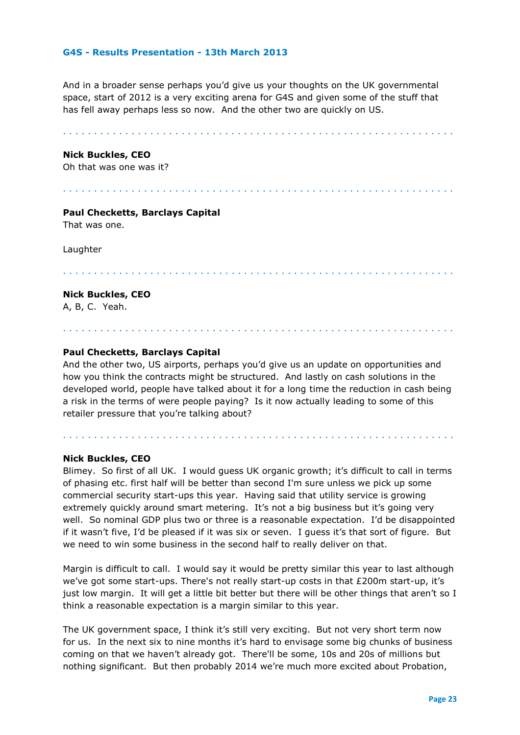And in a broader sense perhaps you'd give us your thoughts on the UK governmental space, start of 2012 is a very exciting arena for G4S and given some of the stuff that has fell away perhaps less so now. And the other two are quickly on US.

. . . . . . . . . . . . . . . . . . . . . . . . . . . . . . . . . . . . . . . . . . . . . . . . . . . . . . . . . . . . . . . .

**Nick Buckles, CEO**
Oh that was one was it?

. . . . . . . . . . . . . . . . . . . . . . . . . . . . . . . . . . . . . . . . . . . . . . . . . . . . . . . . . . . . . . . .

**Paul Checketts, Barclays Capital**
That was one.

Laughter

. . . . . . . . . . . . . . . . . . . . . . . . . . . . . . . . . . . . . . . . . . . . . . . . . . . . . . . . . . . . . . . .

**Nick Buckles, CEO**
A, B, C. Yeah.

. . . . . . . . . . . . . . . . . . . . . . . . . . . . . . . . . . . . . . . . . . . . . . . . . . . . . . . . . . . . . . . .

**Paul Checketts, Barclays Capital**
And the other two, US airports, perhaps you'd give us an update on opportunities and how you think the contracts might be structured. And lastly on cash solutions in the developed world, people have talked about it for a long time the reduction in cash being a risk in the terms of were people paying? Is it now actually leading to some of this retailer pressure that you're talking about?

. . . . . . . . . . . . . . . . . . . . . . . . . . . . . . . . . . . . . . . . . . . . . . . . . . . . . . . . . . . . . . . .

**Nick Buckles, CEO**
Blimey. So first of all UK. I would guess UK organic growth; it's difficult to call in terms of phasing etc. first half will be better than second I'm sure unless we pick up some commercial security start-ups this year. Having said that utility service is growing extremely quickly around smart metering. It's not a big business but it's going very well. So nominal GDP plus two or three is a reasonable expectation. I'd be disappointed if it wasn't five, I'd be pleased if it was six or seven. I guess it's that sort of figure. But we need to win some business in the second half to really deliver on that.

Margin is difficult to call. I would say it would be pretty similar this year to last although we've got some start-ups. There's not really start-up costs in that £200m start-up, it's just low margin. It will get a little bit better but there will be other things that aren't so I think a reasonable expectation is a margin similar to this year.

The UK government space, I think it's still very exciting. But not very short term now for us. In the next six to nine months it's hard to envisage some big chunks of business coming on that we haven't already got. There'll be some, 10s and 20s of millions but nothing significant. But then probably 2014 we're much more excited about Probation,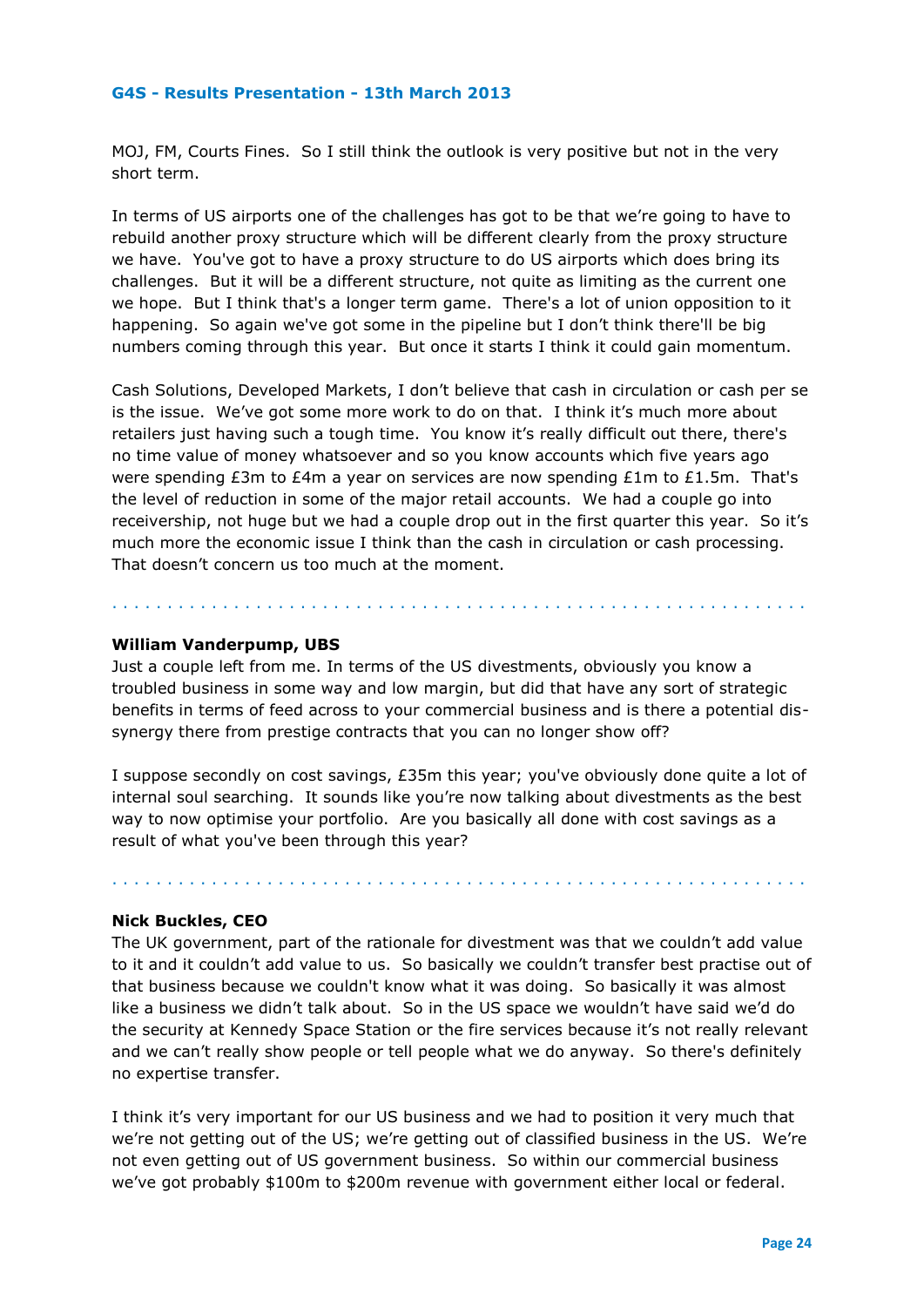MOJ, FM, Courts Fines. So I still think the outlook is very positive but not in the very short term.

In terms of US airports one of the challenges has got to be that we're going to have to rebuild another proxy structure which will be different clearly from the proxy structure we have. You've got to have a proxy structure to do US airports which does bring its challenges. But it will be a different structure, not quite as limiting as the current one we hope. But I think that's a longer term game. There's a lot of union opposition to it happening. So again we've got some in the pipeline but I don't think there'll be big numbers coming through this year. But once it starts I think it could gain momentum.

Cash Solutions, Developed Markets, I don't believe that cash in circulation or cash per se is the issue. We've got some more work to do on that. I think it's much more about retailers just having such a tough time. You know it's really difficult out there, there's no time value of money whatsoever and so you know accounts which five years ago were spending £3m to £4m a year on services are now spending £1m to £1.5m. That's the level of reduction in some of the major retail accounts. We had a couple go into receivership, not huge but we had a couple drop out in the first quarter this year. So it's much more the economic issue I think than the cash in circulation or cash processing. That doesn't concern us too much at the moment.

**William Vanderpump, UBS**
Just a couple left from me. In terms of the US divestments, obviously you know a troubled business in some way and low margin, but did that have any sort of strategic benefits in terms of feed across to your commercial business and is there a potential dis-synergy there from prestige contracts that you can no longer show off?

I suppose secondly on cost savings, £35m this year; you've obviously done quite a lot of internal soul searching. It sounds like you're now talking about divestments as the best way to now optimise your portfolio. Are you basically all done with cost savings as a result of what you've been through this year?

**Nick Buckles, CEO**
The UK government, part of the rationale for divestment was that we couldn't add value to it and it couldn't add value to us. So basically we couldn't transfer best practise out of that business because we couldn't know what it was doing. So basically it was almost like a business we didn't talk about. So in the US space we wouldn't have said we'd do the security at Kennedy Space Station or the fire services because it's not really relevant and we can't really show people or tell people what we do anyway. So there's definitely no expertise transfer.

I think it's very important for our US business and we had to position it very much that we're not getting out of the US; we're getting out of classified business in the US. We're not even getting out of US government business. So within our commercial business we've got probably $100m to $200m revenue with government either local or federal.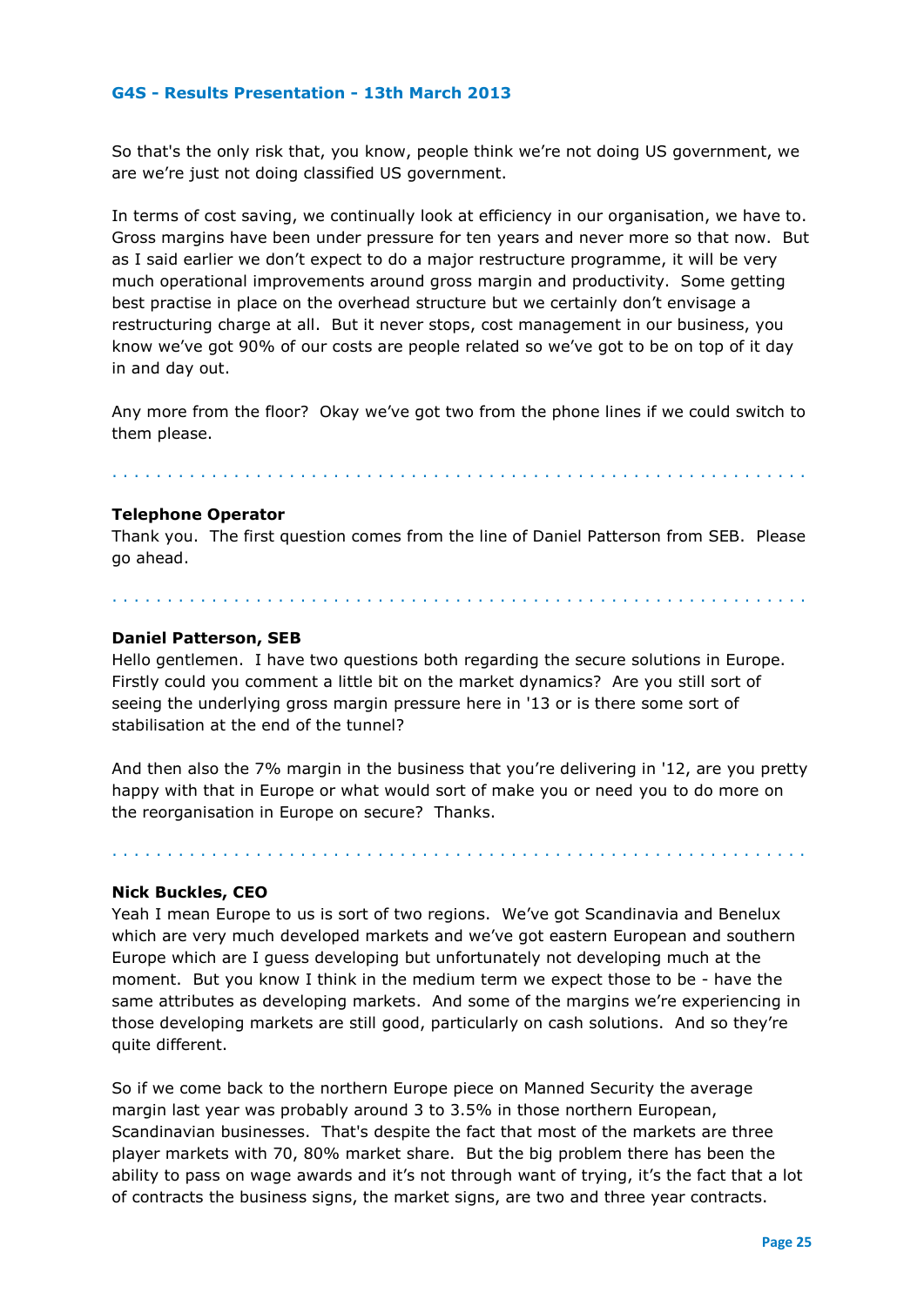So that's the only risk that, you know, people think we're not doing US government, we are we're just not doing classified US government.

In terms of cost saving, we continually look at efficiency in our organisation, we have to. Gross margins have been under pressure for ten years and never more so that now. But as I said earlier we don't expect to do a major restructure programme, it will be very much operational improvements around gross margin and productivity. Some getting best practise in place on the overhead structure but we certainly don't envisage a restructuring charge at all. But it never stops, cost management in our business, you know we've got 90% of our costs are people related so we've got to be on top of it day in and day out.

Any more from the floor? Okay we've got two from the phone lines if we could switch to them please.

. . . . . . . . . . . . . . . . . . . . . . . . . . . . . . . . . . . . . . . . . . . . . . . . . . . . . . . . . . . . . .

**Telephone Operator**
Thank you. The first question comes from the line of Daniel Patterson from SEB. Please go ahead.

. . . . . . . . . . . . . . . . . . . . . . . . . . . . . . . . . . . . . . . . . . . . . . . . . . . . . . . . . . . . . .

**Daniel Patterson, SEB**
Hello gentlemen. I have two questions both regarding the secure solutions in Europe. Firstly could you comment a little bit on the market dynamics? Are you still sort of seeing the underlying gross margin pressure here in '13 or is there some sort of stabilisation at the end of the tunnel?

And then also the 7% margin in the business that you're delivering in '12, are you pretty happy with that in Europe or what would sort of make you or need you to do more on the reorganisation in Europe on secure? Thanks.

. . . . . . . . . . . . . . . . . . . . . . . . . . . . . . . . . . . . . . . . . . . . . . . . . . . . . . . . . . . . . .

**Nick Buckles, CEO**
Yeah I mean Europe to us is sort of two regions. We've got Scandinavia and Benelux which are very much developed markets and we've got eastern European and southern Europe which are I guess developing but unfortunately not developing much at the moment. But you know I think in the medium term we expect those to be - have the same attributes as developing markets. And some of the margins we're experiencing in those developing markets are still good, particularly on cash solutions. And so they're quite different.

So if we come back to the northern Europe piece on Manned Security the average margin last year was probably around 3 to 3.5% in those northern European, Scandinavian businesses. That's despite the fact that most of the markets are three player markets with 70, 80% market share. But the big problem there has been the ability to pass on wage awards and it's not through want of trying, it's the fact that a lot of contracts the business signs, the market signs, are two and three year contracts.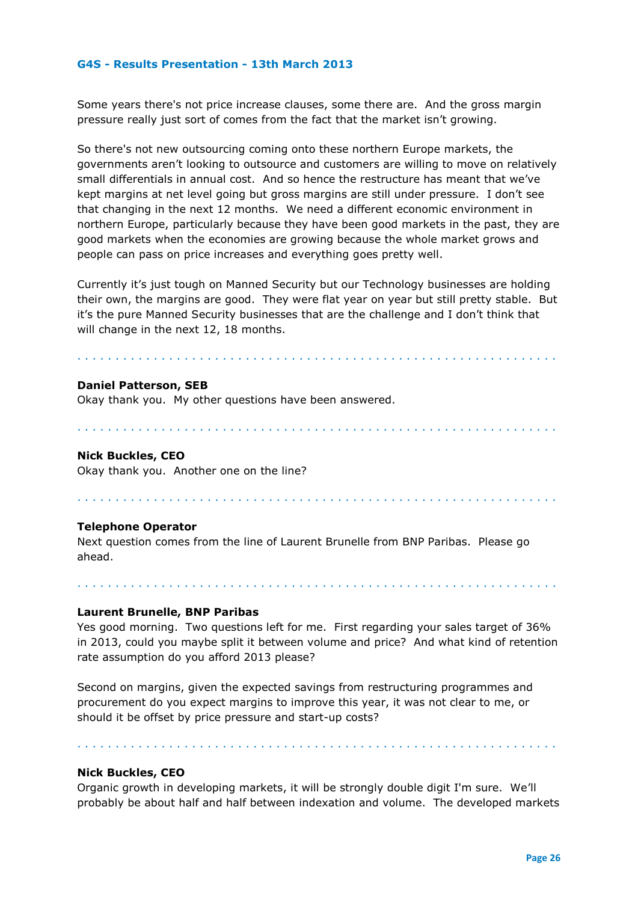Some years there's not price increase clauses, some there are. And the gross margin pressure really just sort of comes from the fact that the market isn't growing.

So there's not new outsourcing coming onto these northern Europe markets, the governments aren't looking to outsource and customers are willing to move on relatively small differentials in annual cost. And so hence the restructure has meant that we've kept margins at net level going but gross margins are still under pressure. I don't see that changing in the next 12 months. We need a different economic environment in northern Europe, particularly because they have been good markets in the past, they are good markets when the economies are growing because the whole market grows and people can pass on price increases and everything goes pretty well.

Currently it's just tough on Manned Security but our Technology businesses are holding their own, the margins are good. They were flat year on year but still pretty stable. But it's the pure Manned Security businesses that are the challenge and I don't think that will change in the next 12, 18 months.

. . . . . . . . . . . . . . . . . . . . . . . . . . . . . . . . . . . . . . . . . . . . . . . . . . . . . . . . . . . . . . . . . .

**Daniel Patterson, SEB**
Okay thank you. My other questions have been answered.

. . . . . . . . . . . . . . . . . . . . . . . . . . . . . . . . . . . . . . . . . . . . . . . . . . . . . . . . . . . . . . . . . .

**Nick Buckles, CEO**
Okay thank you. Another one on the line?

. . . . . . . . . . . . . . . . . . . . . . . . . . . . . . . . . . . . . . . . . . . . . . . . . . . . . . . . . . . . . . . . . .

**Telephone Operator**
Next question comes from the line of Laurent Brunelle from BNP Paribas. Please go ahead.

. . . . . . . . . . . . . . . . . . . . . . . . . . . . . . . . . . . . . . . . . . . . . . . . . . . . . . . . . . . . . . . . . .

**Laurent Brunelle, BNP Paribas**
Yes good morning. Two questions left for me. First regarding your sales target of 36% in 2013, could you maybe split it between volume and price? And what kind of retention rate assumption do you afford 2013 please?

Second on margins, given the expected savings from restructuring programmes and procurement do you expect margins to improve this year, it was not clear to me, or should it be offset by price pressure and start-up costs?

. . . . . . . . . . . . . . . . . . . . . . . . . . . . . . . . . . . . . . . . . . . . . . . . . . . . . . . . . . . . . . . . . .

**Nick Buckles, CEO**
Organic growth in developing markets, it will be strongly double digit I'm sure. We'll probably be about half and half between indexation and volume. The developed markets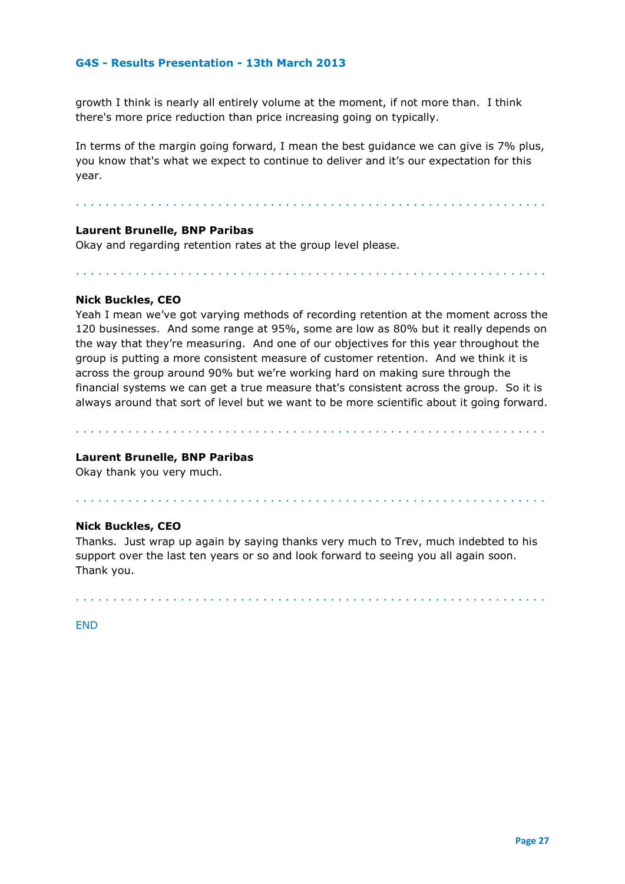growth I think is nearly all entirely volume at the moment, if not more than. I think there's more price reduction than price increasing going on typically.

In terms of the margin going forward, I mean the best guidance we can give is 7% plus, you know that's what we expect to continue to deliver and it's our expectation for this year.

. . . . . . . . . . . . . . . . . . . . . . . . . . . . . . . . . . . . . . . . . . . . . . . . . . . . . . . . . . . . . . .

**Laurent Brunelle, BNP Paribas**
Okay and regarding retention rates at the group level please.

. . . . . . . . . . . . . . . . . . . . . . . . . . . . . . . . . . . . . . . . . . . . . . . . . . . . . . . . . . . . . . .

**Nick Buckles, CEO**
Yeah I mean we've got varying methods of recording retention at the moment across the 120 businesses. And some range at 95%, some are low as 80% but it really depends on the way that they're measuring. And one of our objectives for this year throughout the group is putting a more consistent measure of customer retention. And we think it is across the group around 90% but we're working hard on making sure through the financial systems we can get a true measure that's consistent across the group. So it is always around that sort of level but we want to be more scientific about it going forward.

. . . . . . . . . . . . . . . . . . . . . . . . . . . . . . . . . . . . . . . . . . . . . . . . . . . . . . . . . . . . . . .

**Laurent Brunelle, BNP Paribas**
Okay thank you very much.

. . . . . . . . . . . . . . . . . . . . . . . . . . . . . . . . . . . . . . . . . . . . . . . . . . . . . . . . . . . . . . .

**Nick Buckles, CEO**
Thanks. Just wrap up again by saying thanks very much to Trev, much indebted to his support over the last ten years or so and look forward to seeing you all again soon. Thank you.

. . . . . . . . . . . . . . . . . . . . . . . . . . . . . . . . . . . . . . . . . . . . . . . . . . . . . . . . . . . . . . .

END